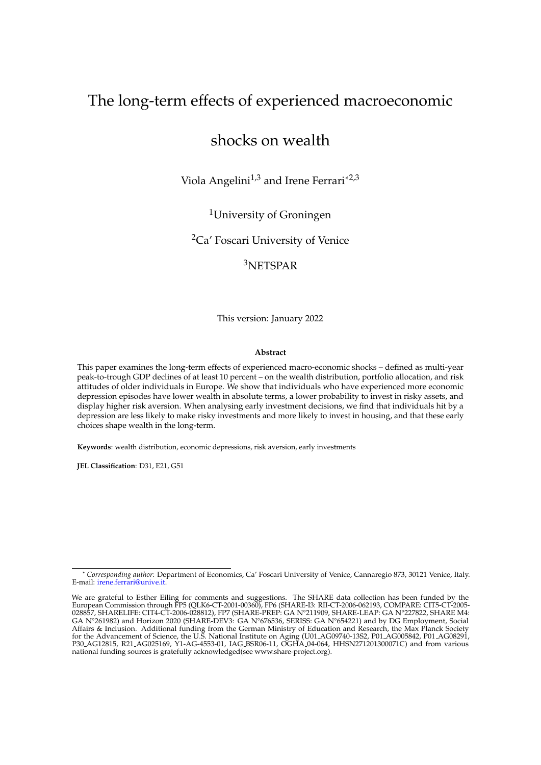# The long-term effects of experienced macroeconomic shocks on wealth

Viola Angelini[1,3] and Irene Ferrari[*2,3]

[1]University of Groningen

[2]Ca' Foscari University of Venice

[3]NETSPAR

This version: January 2022

**Abstract**

This paper examines the long-term effects of experienced macro-economic shocks – defined as multi-year peak-to-trough GDP declines of at least 10 percent – on the wealth distribution, portfolio allocation, and risk attitudes of older individuals in Europe. We show that individuals who have experienced more economic depression episodes have lower wealth in absolute terms, a lower probability to invest in risky assets, and display higher risk aversion. When analysing early investment decisions, we find that individuals hit by a depression are less likely to make risky investments and more likely to invest in housing, and that these early choices shape wealth in the long-term.

**Keywords**: wealth distribution, economic depressions, risk aversion, early investments

**JEL Classification**: D31, E21, G51

---

[*] *Corresponding author*: Department of Economics, Ca' Foscari University of Venice, Cannaregio 873, 30121 Venice, Italy. E-mail: irene.ferrari@unive.it.

We are grateful to Esther Eiling for comments and suggestions. The SHARE data collection has been funded by the European Commission through FP5 (QLK6-CT-2001-00360), FP6 (SHARE-I3: RII-CT-2006-062193, COMPARE: CIT5-CT-2005-028857, SHARELIFE: CIT4-CT-2006-028812), FP7 (SHARE-PREP: GA N°211909, SHARE-LEAP: GA N°227822, SHARE M4: GA N°261982) and Horizon 2020 (SHARE-DEV3: GA N°676536, SERISS: GA N°654221) and by DG Employment, Social Affairs & Inclusion. Additional funding from the German Ministry of Education and Research, the Max Planck Society for the Advancement of Science, the U.S. National Institute on Aging (U01_AG09740-13S2, P01_AG005842, P01_AG08291, P30_AG12815, R21_AG025169, Y1-AG-4553-01, IAG_BSR06-11, OGHA_04-064, HHSN271201300071C) and from various national funding sources is gratefully acknowledged(see www.share-project.org).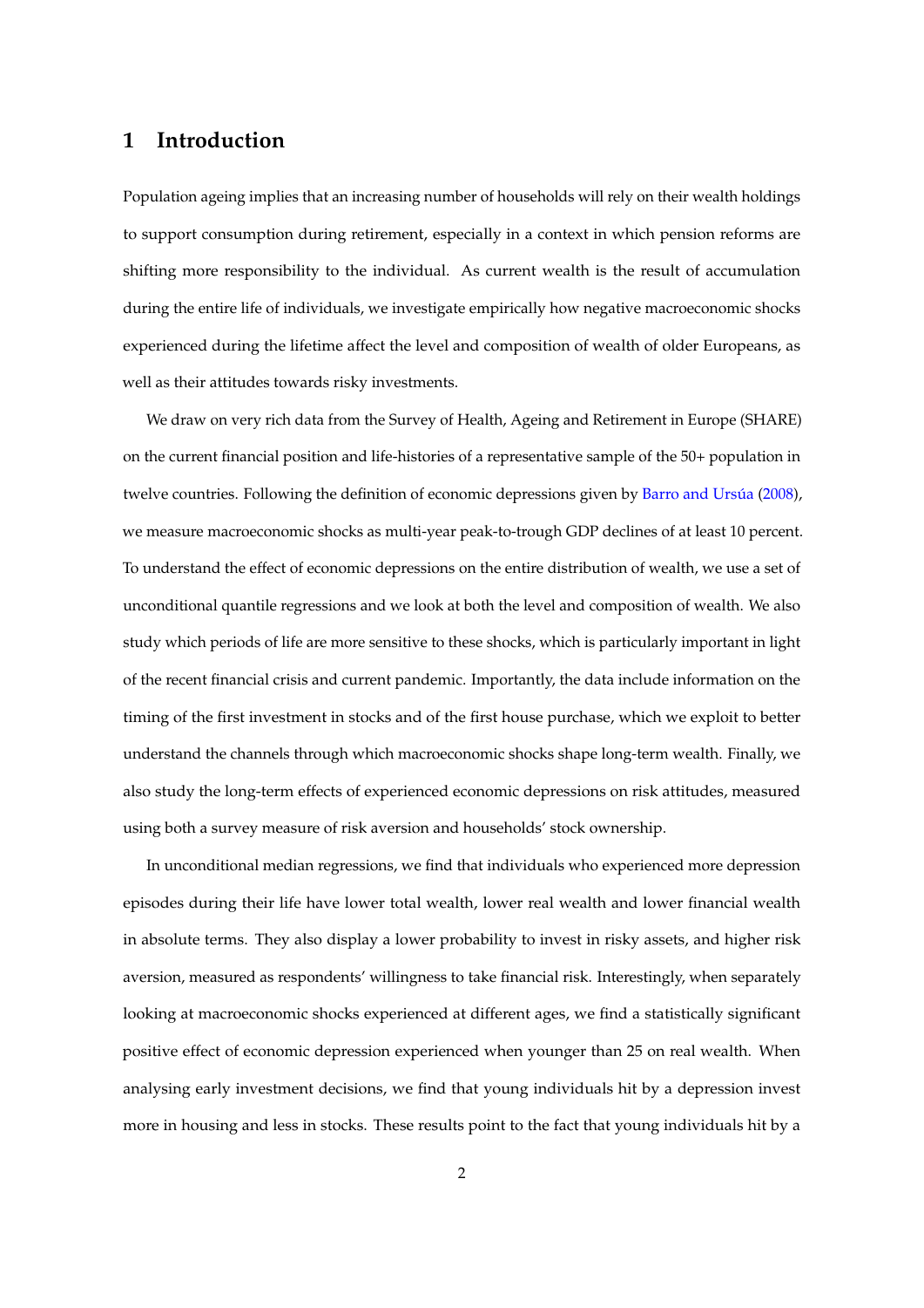# 1 Introduction

Population ageing implies that an increasing number of households will rely on their wealth holdings to support consumption during retirement, especially in a context in which pension reforms are shifting more responsibility to the individual. As current wealth is the result of accumulation during the entire life of individuals, we investigate empirically how negative macroeconomic shocks experienced during the lifetime affect the level and composition of wealth of older Europeans, as well as their attitudes towards risky investments.

We draw on very rich data from the Survey of Health, Ageing and Retirement in Europe (SHARE) on the current financial position and life-histories of a representative sample of the 50+ population in twelve countries. Following the definition of economic depressions given by Barro and Ursúa (2008), we measure macroeconomic shocks as multi-year peak-to-trough GDP declines of at least 10 percent. To understand the effect of economic depressions on the entire distribution of wealth, we use a set of unconditional quantile regressions and we look at both the level and composition of wealth. We also study which periods of life are more sensitive to these shocks, which is particularly important in light of the recent financial crisis and current pandemic. Importantly, the data include information on the timing of the first investment in stocks and of the first house purchase, which we exploit to better understand the channels through which macroeconomic shocks shape long-term wealth. Finally, we also study the long-term effects of experienced economic depressions on risk attitudes, measured using both a survey measure of risk aversion and households' stock ownership.

In unconditional median regressions, we find that individuals who experienced more depression episodes during their life have lower total wealth, lower real wealth and lower financial wealth in absolute terms. They also display a lower probability to invest in risky assets, and higher risk aversion, measured as respondents' willingness to take financial risk. Interestingly, when separately looking at macroeconomic shocks experienced at different ages, we find a statistically significant positive effect of economic depression experienced when younger than 25 on real wealth. When analysing early investment decisions, we find that young individuals hit by a depression invest more in housing and less in stocks. These results point to the fact that young individuals hit by a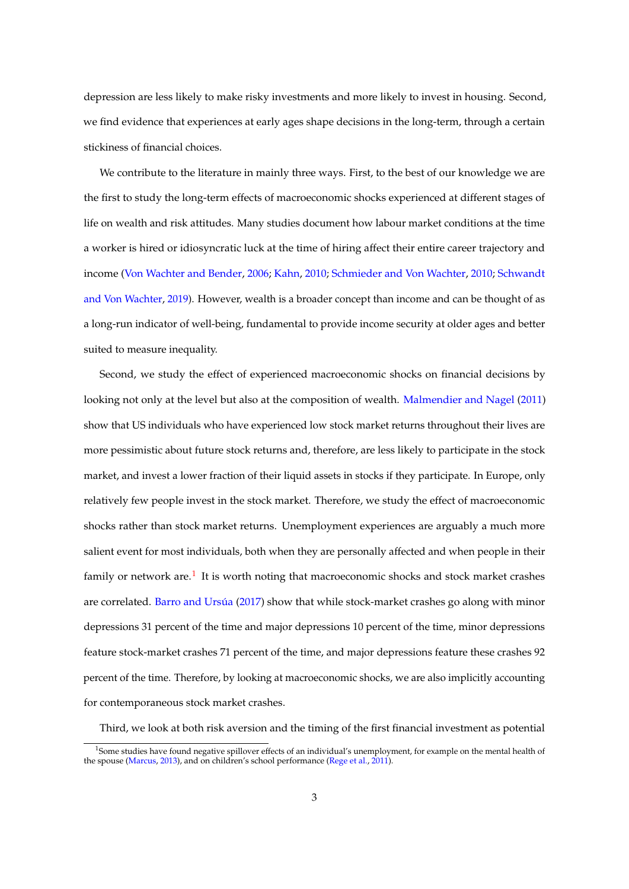depression are less likely to make risky investments and more likely to invest in housing. Second, we find evidence that experiences at early ages shape decisions in the long-term, through a certain stickiness of financial choices.

We contribute to the literature in mainly three ways. First, to the best of our knowledge we are the first to study the long-term effects of macroeconomic shocks experienced at different stages of life on wealth and risk attitudes. Many studies document how labour market conditions at the time a worker is hired or idiosyncratic luck at the time of hiring affect their entire career trajectory and income (Von Wachter and Bender, 2006; Kahn, 2010; Schmieder and Von Wachter, 2010; Schwandt and Von Wachter, 2019). However, wealth is a broader concept than income and can be thought of as a long-run indicator of well-being, fundamental to provide income security at older ages and better suited to measure inequality.

Second, we study the effect of experienced macroeconomic shocks on financial decisions by looking not only at the level but also at the composition of wealth. Malmendier and Nagel (2011) show that US individuals who have experienced low stock market returns throughout their lives are more pessimistic about future stock returns and, therefore, are less likely to participate in the stock market, and invest a lower fraction of their liquid assets in stocks if they participate. In Europe, only relatively few people invest in the stock market. Therefore, we study the effect of macroeconomic shocks rather than stock market returns. Unemployment experiences are arguably a much more salient event for most individuals, both when they are personally affected and when people in their family or network are.[1] It is worth noting that macroeconomic shocks and stock market crashes are correlated. Barro and Ursúa (2017) show that while stock-market crashes go along with minor depressions 31 percent of the time and major depressions 10 percent of the time, minor depressions feature stock-market crashes 71 percent of the time, and major depressions feature these crashes 92 percent of the time. Therefore, by looking at macroeconomic shocks, we are also implicitly accounting for contemporaneous stock market crashes.

Third, we look at both risk aversion and the timing of the first financial investment as potential

[1] Some studies have found negative spillover effects of an individual's unemployment, for example on the mental health of the spouse (Marcus, 2013), and on children's school performance (Rege et al., 2011).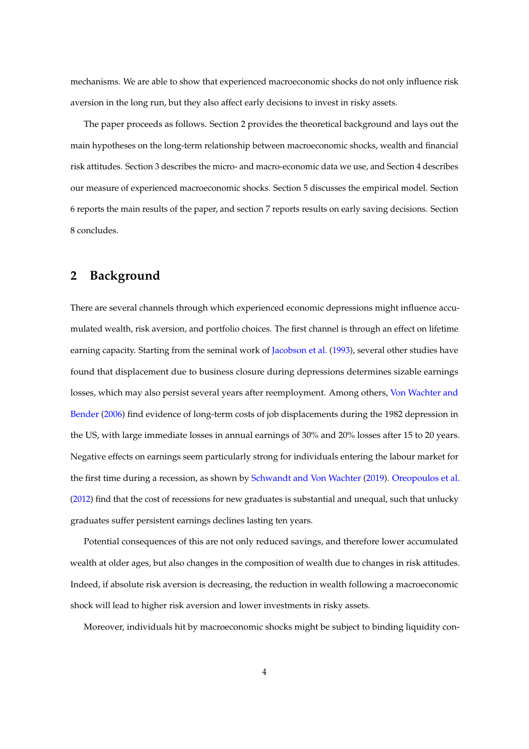mechanisms. We are able to show that experienced macroeconomic shocks do not only influence risk aversion in the long run, but they also affect early decisions to invest in risky assets.

The paper proceeds as follows. Section 2 provides the theoretical background and lays out the main hypotheses on the long-term relationship between macroeconomic shocks, wealth and financial risk attitudes. Section 3 describes the micro- and macro-economic data we use, and Section 4 describes our measure of experienced macroeconomic shocks. Section 5 discusses the empirical model. Section 6 reports the main results of the paper, and section 7 reports results on early saving decisions. Section 8 concludes.

## 2 Background

There are several channels through which experienced economic depressions might influence accumulated wealth, risk aversion, and portfolio choices. The first channel is through an effect on lifetime earning capacity. Starting from the seminal work of Jacobson et al. (1993), several other studies have found that displacement due to business closure during depressions determines sizable earnings losses, which may also persist several years after reemployment. Among others, Von Wachter and Bender (2006) find evidence of long-term costs of job displacements during the 1982 depression in the US, with large immediate losses in annual earnings of 30% and 20% losses after 15 to 20 years. Negative effects on earnings seem particularly strong for individuals entering the labour market for the first time during a recession, as shown by Schwandt and Von Wachter (2019). Oreopoulos et al. (2012) find that the cost of recessions for new graduates is substantial and unequal, such that unlucky graduates suffer persistent earnings declines lasting ten years.

Potential consequences of this are not only reduced savings, and therefore lower accumulated wealth at older ages, but also changes in the composition of wealth due to changes in risk attitudes. Indeed, if absolute risk aversion is decreasing, the reduction in wealth following a macroeconomic shock will lead to higher risk aversion and lower investments in risky assets.

Moreover, individuals hit by macroeconomic shocks might be subject to binding liquidity con-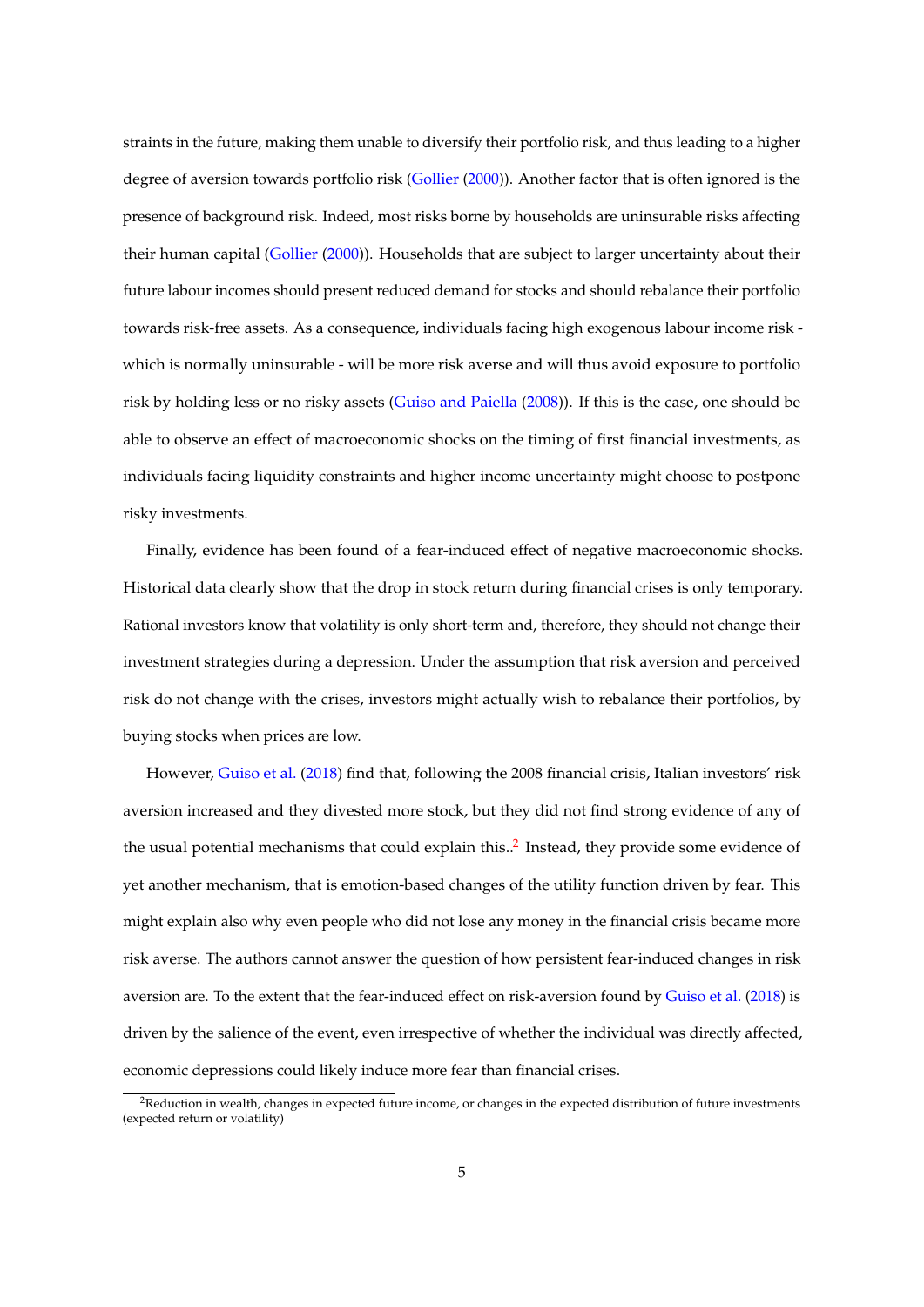straints in the future, making them unable to diversify their portfolio risk, and thus leading to a higher degree of aversion towards portfolio risk (Gollier (2000)). Another factor that is often ignored is the presence of background risk. Indeed, most risks borne by households are uninsurable risks affecting their human capital (Gollier (2000)). Households that are subject to larger uncertainty about their future labour incomes should present reduced demand for stocks and should rebalance their portfolio towards risk-free assets. As a consequence, individuals facing high exogenous labour income risk - which is normally uninsurable - will be more risk averse and will thus avoid exposure to portfolio risk by holding less or no risky assets (Guiso and Paiella (2008)). If this is the case, one should be able to observe an effect of macroeconomic shocks on the timing of first financial investments, as individuals facing liquidity constraints and higher income uncertainty might choose to postpone risky investments.

Finally, evidence has been found of a fear-induced effect of negative macroeconomic shocks. Historical data clearly show that the drop in stock return during financial crises is only temporary. Rational investors know that volatility is only short-term and, therefore, they should not change their investment strategies during a depression. Under the assumption that risk aversion and perceived risk do not change with the crises, investors might actually wish to rebalance their portfolios, by buying stocks when prices are low.

However, Guiso et al. (2018) find that, following the 2008 financial crisis, Italian investors' risk aversion increased and they divested more stock, but they did not find strong evidence of any of the usual potential mechanisms that could explain this..[2] Instead, they provide some evidence of yet another mechanism, that is emotion-based changes of the utility function driven by fear. This might explain also why even people who did not lose any money in the financial crisis became more risk averse. The authors cannot answer the question of how persistent fear-induced changes in risk aversion are. To the extent that the fear-induced effect on risk-aversion found by Guiso et al. (2018) is driven by the salience of the event, even irrespective of whether the individual was directly affected, economic depressions could likely induce more fear than financial crises.

[2]Reduction in wealth, changes in expected future income, or changes in the expected distribution of future investments (expected return or volatility)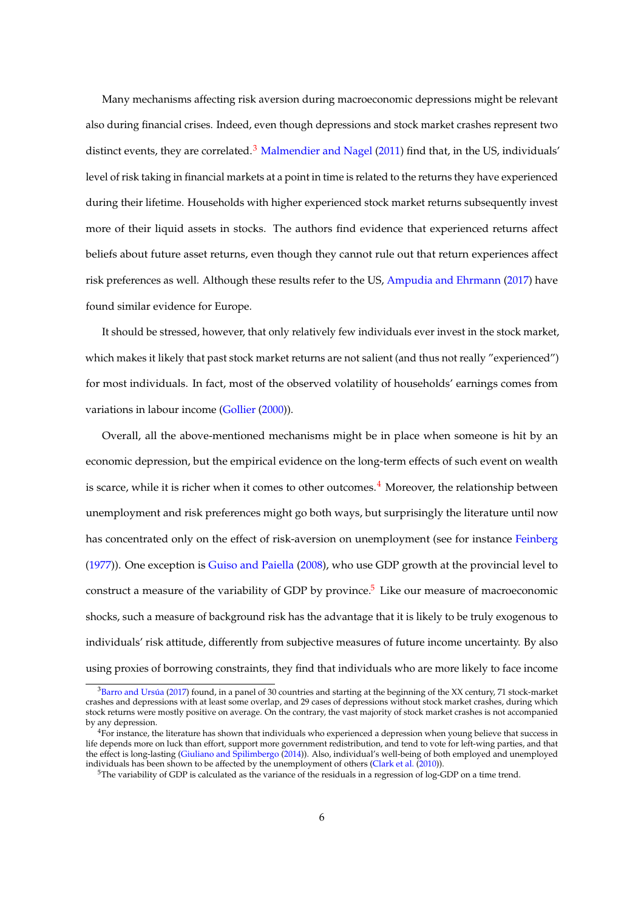Many mechanisms affecting risk aversion during macroeconomic depressions might be relevant also during financial crises. Indeed, even though depressions and stock market crashes represent two distinct events, they are correlated.[3] Malmendier and Nagel (2011) find that, in the US, individuals' level of risk taking in financial markets at a point in time is related to the returns they have experienced during their lifetime. Households with higher experienced stock market returns subsequently invest more of their liquid assets in stocks. The authors find evidence that experienced returns affect beliefs about future asset returns, even though they cannot rule out that return experiences affect risk preferences as well. Although these results refer to the US, Ampudia and Ehrmann (2017) have found similar evidence for Europe.

It should be stressed, however, that only relatively few individuals ever invest in the stock market, which makes it likely that past stock market returns are not salient (and thus not really "experienced") for most individuals. In fact, most of the observed volatility of households' earnings comes from variations in labour income (Gollier (2000)).

Overall, all the above-mentioned mechanisms might be in place when someone is hit by an economic depression, but the empirical evidence on the long-term effects of such event on wealth is scarce, while it is richer when it comes to other outcomes.[4] Moreover, the relationship between unemployment and risk preferences might go both ways, but surprisingly the literature until now has concentrated only on the effect of risk-aversion on unemployment (see for instance Feinberg (1977)). One exception is Guiso and Paiella (2008), who use GDP growth at the provincial level to construct a measure of the variability of GDP by province.[5] Like our measure of macroeconomic shocks, such a measure of background risk has the advantage that it is likely to be truly exogenous to individuals' risk attitude, differently from subjective measures of future income uncertainty. By also using proxies of borrowing constraints, they find that individuals who are more likely to face income

[3] Barro and Ursúa (2017) found, in a panel of 30 countries and starting at the beginning of the XX century, 71 stock-market crashes and depressions with at least some overlap, and 29 cases of depressions without stock market crashes, during which stock returns were mostly positive on average. On the contrary, the vast majority of stock market crashes is not accompanied by any depression.

[4] For instance, the literature has shown that individuals who experienced a depression when young believe that success in life depends more on luck than effort, support more government redistribution, and tend to vote for left-wing parties, and that the effect is long-lasting (Giuliano and Spilimbergo (2014)). Also, individual's well-being of both employed and unemployed individuals has been shown to be affected by the unemployment of others (Clark et al. (2010)).

[5] The variability of GDP is calculated as the variance of the residuals in a regression of log-GDP on a time trend.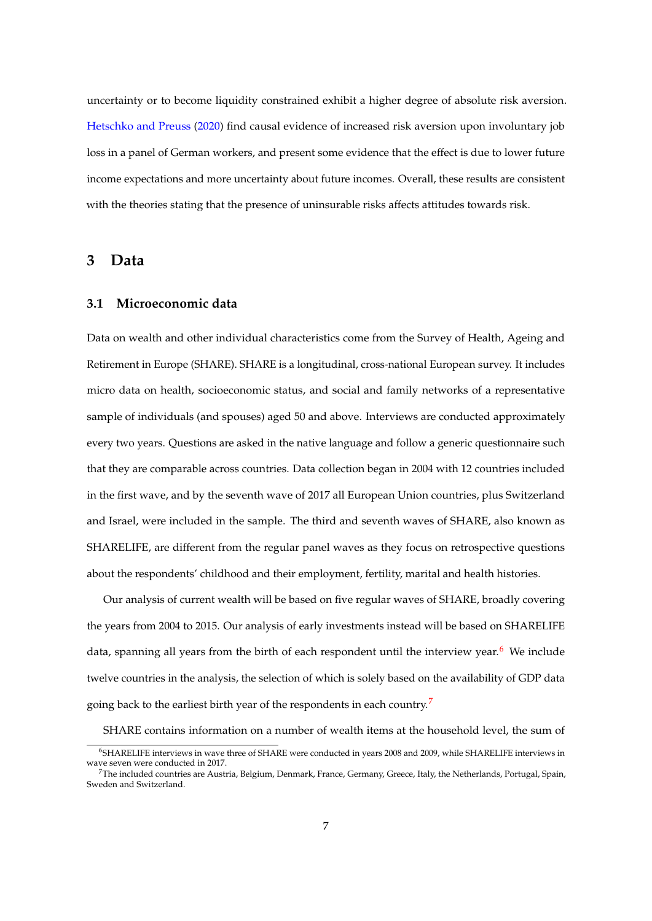uncertainty or to become liquidity constrained exhibit a higher degree of absolute risk aversion. Hetschko and Preuss (2020) find causal evidence of increased risk aversion upon involuntary job loss in a panel of German workers, and present some evidence that the effect is due to lower future income expectations and more uncertainty about future incomes. Overall, these results are consistent with the theories stating that the presence of uninsurable risks affects attitudes towards risk.

# 3 Data

## 3.1 Microeconomic data

Data on wealth and other individual characteristics come from the Survey of Health, Ageing and Retirement in Europe (SHARE). SHARE is a longitudinal, cross-national European survey. It includes micro data on health, socioeconomic status, and social and family networks of a representative sample of individuals (and spouses) aged 50 and above. Interviews are conducted approximately every two years. Questions are asked in the native language and follow a generic questionnaire such that they are comparable across countries. Data collection began in 2004 with 12 countries included in the first wave, and by the seventh wave of 2017 all European Union countries, plus Switzerland and Israel, were included in the sample. The third and seventh waves of SHARE, also known as SHARELIFE, are different from the regular panel waves as they focus on retrospective questions about the respondents' childhood and their employment, fertility, marital and health histories.

Our analysis of current wealth will be based on five regular waves of SHARE, broadly covering the years from 2004 to 2015. Our analysis of early investments instead will be based on SHARELIFE data, spanning all years from the birth of each respondent until the interview year.[6] We include twelve countries in the analysis, the selection of which is solely based on the availability of GDP data going back to the earliest birth year of the respondents in each country.[7]

SHARE contains information on a number of wealth items at the household level, the sum of

[6] SHARELIFE interviews in wave three of SHARE were conducted in years 2008 and 2009, while SHARELIFE interviews in wave seven were conducted in 2017.

[7] The included countries are Austria, Belgium, Denmark, France, Germany, Greece, Italy, the Netherlands, Portugal, Spain, Sweden and Switzerland.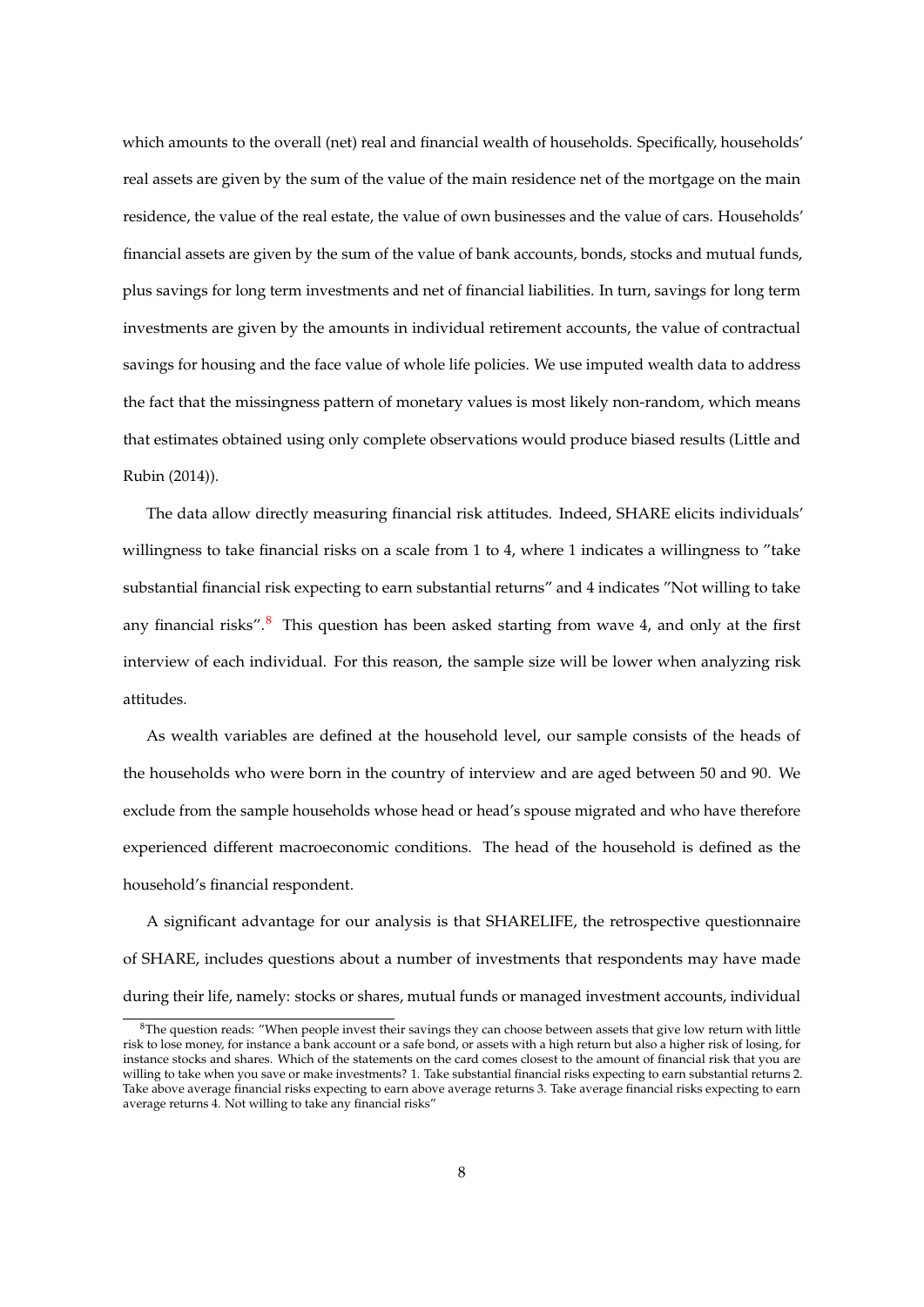which amounts to the overall (net) real and financial wealth of households. Specifically, households' real assets are given by the sum of the value of the main residence net of the mortgage on the main residence, the value of the real estate, the value of own businesses and the value of cars. Households' financial assets are given by the sum of the value of bank accounts, bonds, stocks and mutual funds, plus savings for long term investments and net of financial liabilities. In turn, savings for long term investments are given by the amounts in individual retirement accounts, the value of contractual savings for housing and the face value of whole life policies. We use imputed wealth data to address the fact that the missingness pattern of monetary values is most likely non-random, which means that estimates obtained using only complete observations would produce biased results (Little and Rubin (2014)).

The data allow directly measuring financial risk attitudes. Indeed, SHARE elicits individuals' willingness to take financial risks on a scale from 1 to 4, where 1 indicates a willingness to "take substantial financial risk expecting to earn substantial returns" and 4 indicates "Not willing to take any financial risks".[8] This question has been asked starting from wave 4, and only at the first interview of each individual. For this reason, the sample size will be lower when analyzing risk attitudes.

As wealth variables are defined at the household level, our sample consists of the heads of the households who were born in the country of interview and are aged between 50 and 90. We exclude from the sample households whose head or head's spouse migrated and who have therefore experienced different macroeconomic conditions. The head of the household is defined as the household's financial respondent.

A significant advantage for our analysis is that SHARELIFE, the retrospective questionnaire of SHARE, includes questions about a number of investments that respondents may have made during their life, namely: stocks or shares, mutual funds or managed investment accounts, individual

[8] The question reads: "When people invest their savings they can choose between assets that give low return with little risk to lose money, for instance a bank account or a safe bond, or assets with a high return but also a higher risk of losing, for instance stocks and shares. Which of the statements on the card comes closest to the amount of financial risk that you are willing to take when you save or make investments? 1. Take substantial financial risks expecting to earn substantial returns 2. Take above average financial risks expecting to earn above average returns 3. Take average financial risks expecting to earn average returns 4. Not willing to take any financial risks"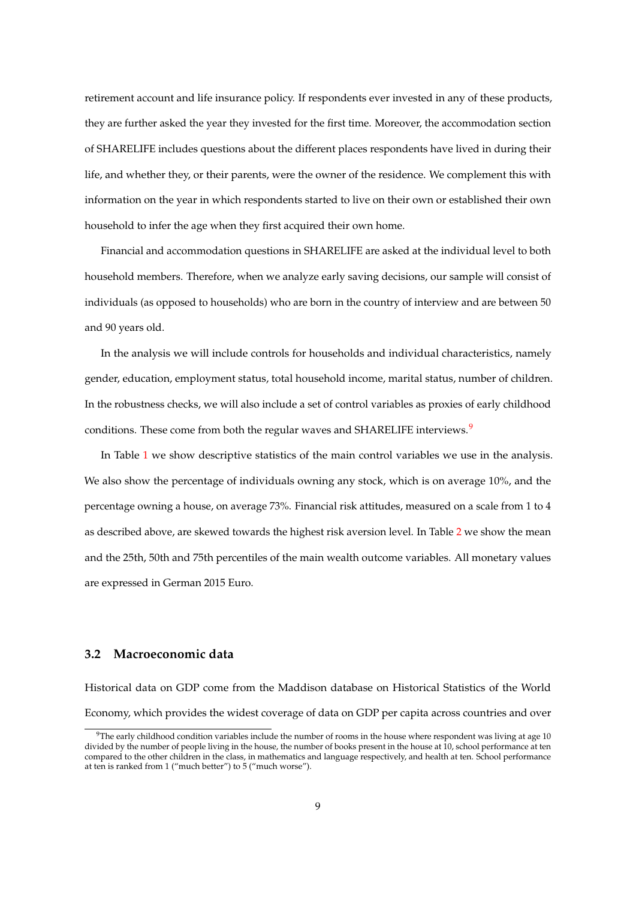retirement account and life insurance policy. If respondents ever invested in any of these products, they are further asked the year they invested for the first time. Moreover, the accommodation section of SHARELIFE includes questions about the different places respondents have lived in during their life, and whether they, or their parents, were the owner of the residence. We complement this with information on the year in which respondents started to live on their own or established their own household to infer the age when they first acquired their own home.

Financial and accommodation questions in SHARELIFE are asked at the individual level to both household members. Therefore, when we analyze early saving decisions, our sample will consist of individuals (as opposed to households) who are born in the country of interview and are between 50 and 90 years old.

In the analysis we will include controls for households and individual characteristics, namely gender, education, employment status, total household income, marital status, number of children. In the robustness checks, we will also include a set of control variables as proxies of early childhood conditions. These come from both the regular waves and SHARELIFE interviews.[9]

In Table 1 we show descriptive statistics of the main control variables we use in the analysis. We also show the percentage of individuals owning any stock, which is on average 10%, and the percentage owning a house, on average 73%. Financial risk attitudes, measured on a scale from 1 to 4 as described above, are skewed towards the highest risk aversion level. In Table 2 we show the mean and the 25th, 50th and 75th percentiles of the main wealth outcome variables. All monetary values are expressed in German 2015 Euro.

### 3.2 Macroeconomic data

Historical data on GDP come from the Maddison database on Historical Statistics of the World Economy, which provides the widest coverage of data on GDP per capita across countries and over

[9] The early childhood condition variables include the number of rooms in the house where respondent was living at age 10 divided by the number of people living in the house, the number of books present in the house at 10, school performance at ten compared to the other children in the class, in mathematics and language respectively, and health at ten. School performance at ten is ranked from 1 ("much better") to 5 ("much worse").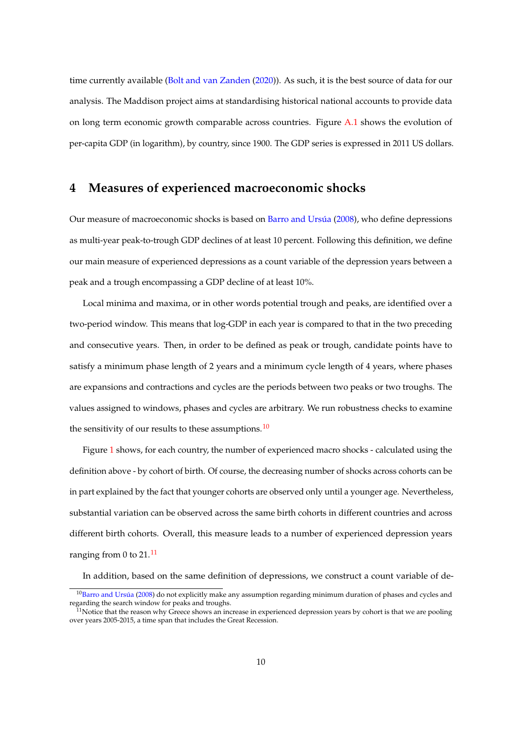time currently available (Bolt and van Zanden (2020)). As such, it is the best source of data for our analysis. The Maddison project aims at standardising historical national accounts to provide data on long term economic growth comparable across countries. Figure A.1 shows the evolution of per-capita GDP (in logarithm), by country, since 1900. The GDP series is expressed in 2011 US dollars.

## 4 Measures of experienced macroeconomic shocks

Our measure of macroeconomic shocks is based on Barro and Ursúa (2008), who define depressions as multi-year peak-to-trough GDP declines of at least 10 percent. Following this definition, we define our main measure of experienced depressions as a count variable of the depression years between a peak and a trough encompassing a GDP decline of at least 10%.

Local minima and maxima, or in other words potential trough and peaks, are identified over a two-period window. This means that log-GDP in each year is compared to that in the two preceding and consecutive years. Then, in order to be defined as peak or trough, candidate points have to satisfy a minimum phase length of 2 years and a minimum cycle length of 4 years, where phases are expansions and contractions and cycles are the periods between two peaks or two troughs. The values assigned to windows, phases and cycles are arbitrary. We run robustness checks to examine the sensitivity of our results to these assumptions.[10]

Figure 1 shows, for each country, the number of experienced macro shocks - calculated using the definition above - by cohort of birth. Of course, the decreasing number of shocks across cohorts can be in part explained by the fact that younger cohorts are observed only until a younger age. Nevertheless, substantial variation can be observed across the same birth cohorts in different countries and across different birth cohorts. Overall, this measure leads to a number of experienced depression years ranging from 0 to 21.[11]

In addition, based on the same definition of depressions, we construct a count variable of de-

[10] Barro and Ursúa (2008) do not explicitly make any assumption regarding minimum duration of phases and cycles and regarding the search window for peaks and troughs.

[11] Notice that the reason why Greece shows an increase in experienced depression years by cohort is that we are pooling over years 2005-2015, a time span that includes the Great Recession.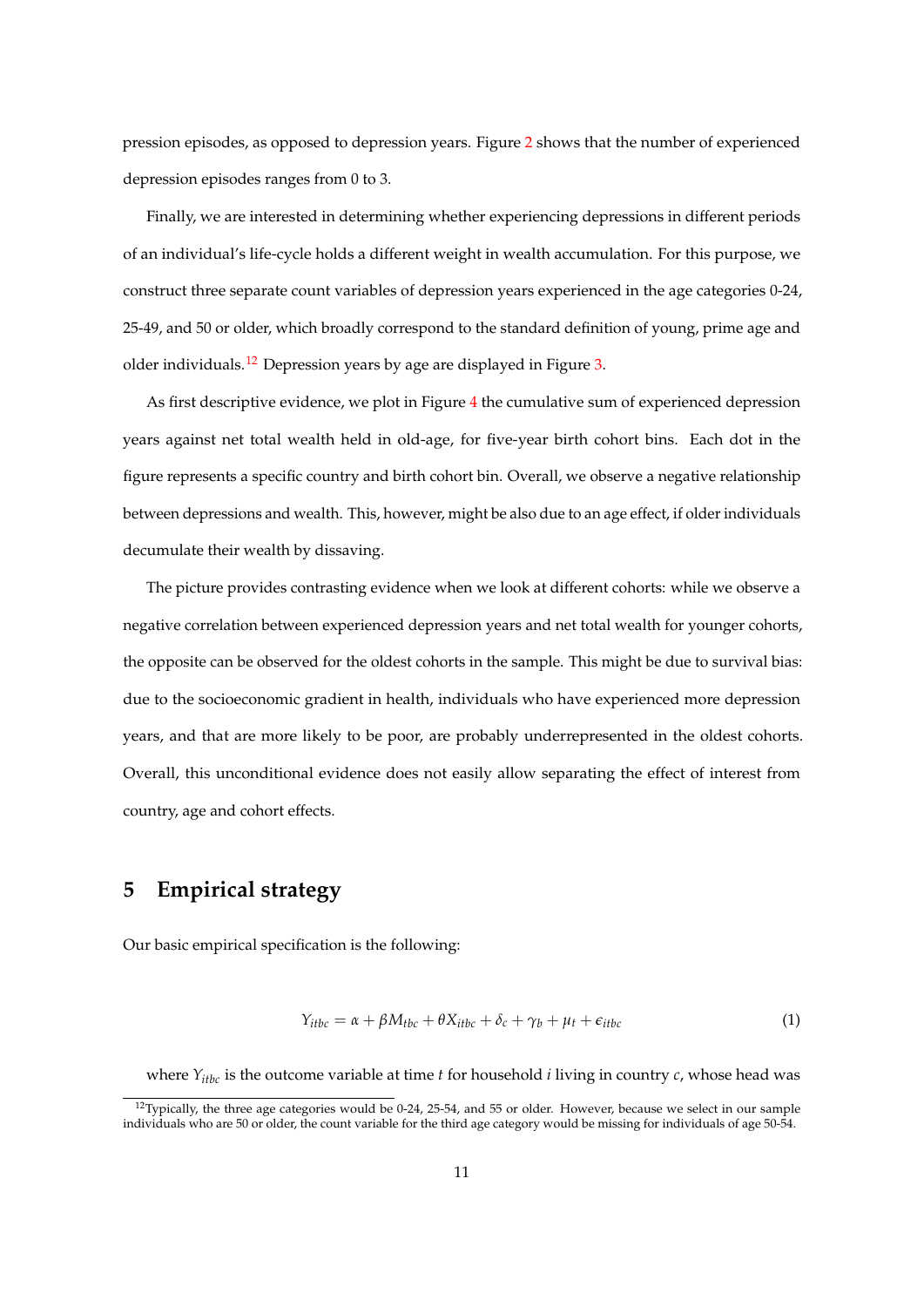pression episodes, as opposed to depression years. Figure 2 shows that the number of experienced depression episodes ranges from 0 to 3.

Finally, we are interested in determining whether experiencing depressions in different periods of an individual's life-cycle holds a different weight in wealth accumulation. For this purpose, we construct three separate count variables of depression years experienced in the age categories 0-24, 25-49, and 50 or older, which broadly correspond to the standard definition of young, prime age and older individuals.[12] Depression years by age are displayed in Figure 3.

As first descriptive evidence, we plot in Figure 4 the cumulative sum of experienced depression years against net total wealth held in old-age, for five-year birth cohort bins. Each dot in the figure represents a specific country and birth cohort bin. Overall, we observe a negative relationship between depressions and wealth. This, however, might be also due to an age effect, if older individuals decumulate their wealth by dissaving.

The picture provides contrasting evidence when we look at different cohorts: while we observe a negative correlation between experienced depression years and net total wealth for younger cohorts, the opposite can be observed for the oldest cohorts in the sample. This might be due to survival bias: due to the socioeconomic gradient in health, individuals who have experienced more depression years, and that are more likely to be poor, are probably underrepresented in the oldest cohorts. Overall, this unconditional evidence does not easily allow separating the effect of interest from country, age and cohort effects.

## 5 Empirical strategy

Our basic empirical specification is the following:

$$Y_{itbc} = \alpha + \beta M_{tbc} + \theta X_{itbc} + \delta_c + \gamma_b + \mu_t + \epsilon_{itbc} \tag{1}$$

where $Y_{itbc}$ is the outcome variable at time $t$ for household $i$ living in country $c$, whose head was

[12] Typically, the three age categories would be 0-24, 25-54, and 55 or older. However, because we select in our sample individuals who are 50 or older, the count variable for the third age category would be missing for individuals of age 50-54.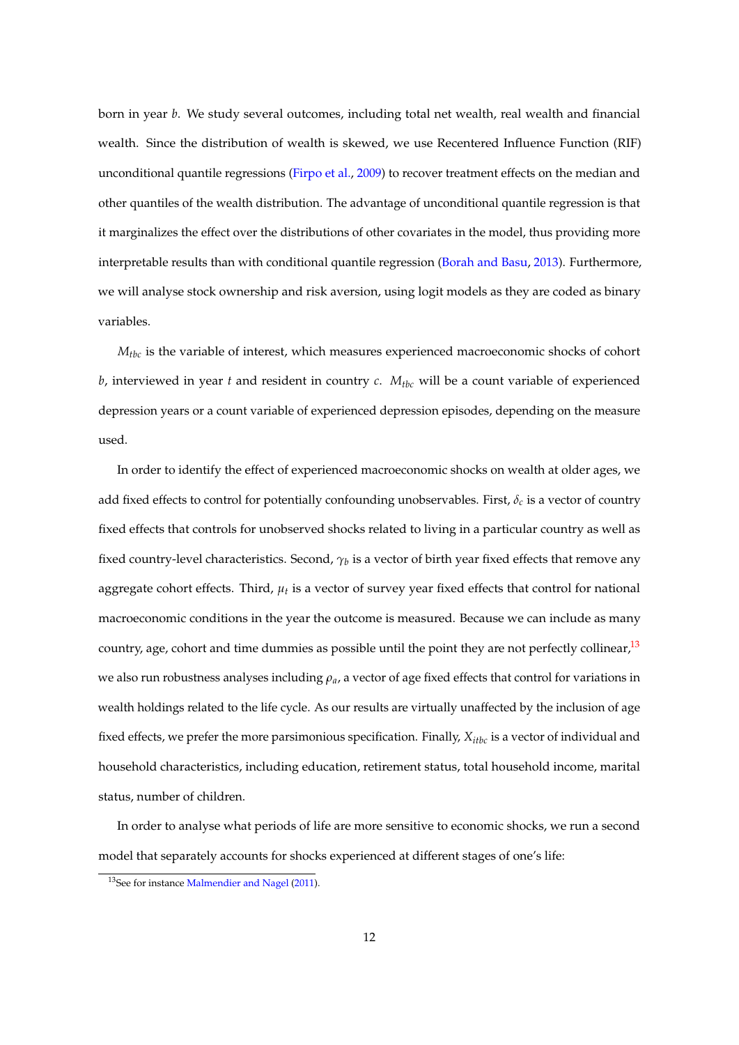born in year $b$. We study several outcomes, including total net wealth, real wealth and financial wealth. Since the distribution of wealth is skewed, we use Recentered Influence Function (RIF) unconditional quantile regressions (Firpo et al., 2009) to recover treatment effects on the median and other quantiles of the wealth distribution. The advantage of unconditional quantile regression is that it marginalizes the effect over the distributions of other covariates in the model, thus providing more interpretable results than with conditional quantile regression (Borah and Basu, 2013). Furthermore, we will analyse stock ownership and risk aversion, using logit models as they are coded as binary variables.

$M_{tbc}$ is the variable of interest, which measures experienced macroeconomic shocks of cohort $b$, interviewed in year $t$ and resident in country $c$. $M_{tbc}$ will be a count variable of experienced depression years or a count variable of experienced depression episodes, depending on the measure used.

In order to identify the effect of experienced macroeconomic shocks on wealth at older ages, we add fixed effects to control for potentially confounding unobservables. First, $\delta_c$ is a vector of country fixed effects that controls for unobserved shocks related to living in a particular country as well as fixed country-level characteristics. Second, $\gamma_b$ is a vector of birth year fixed effects that remove any aggregate cohort effects. Third, $\mu_t$ is a vector of survey year fixed effects that control for national macroeconomic conditions in the year the outcome is measured. Because we can include as many country, age, cohort and time dummies as possible until the point they are not perfectly collinear,[13] we also run robustness analyses including $\rho_a$, a vector of age fixed effects that control for variations in wealth holdings related to the life cycle. As our results are virtually unaffected by the inclusion of age fixed effects, we prefer the more parsimonious specification. Finally, $X_{itbc}$ is a vector of individual and household characteristics, including education, retirement status, total household income, marital status, number of children.

In order to analyse what periods of life are more sensitive to economic shocks, we run a second model that separately accounts for shocks experienced at different stages of one's life:

[13] See for instance Malmendier and Nagel (2011).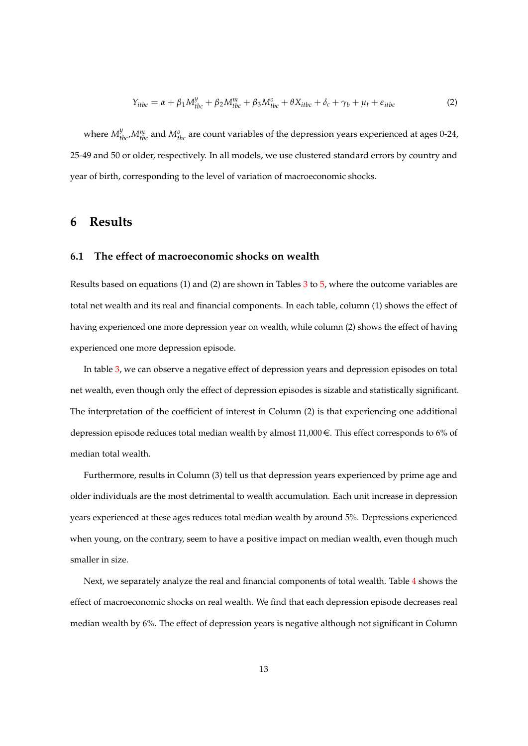$$Y_{itbc} = \alpha + \beta_1 M^{y}_{tbc} + \beta_2 M^{m}_{tbc} + \beta_3 M^{o}_{tbc} + \theta X_{itbc} + \delta_c + \gamma_b + \mu_t + \epsilon_{itbc} \tag{2}$$

where $M^{y}_{tbc}$,$M^{m}_{tbc}$ and $M^{o}_{tbc}$ are count variables of the depression years experienced at ages 0-24, 25-49 and 50 or older, respectively. In all models, we use clustered standard errors by country and year of birth, corresponding to the level of variation of macroeconomic shocks.

# 6 Results

## 6.1 The effect of macroeconomic shocks on wealth

Results based on equations (1) and (2) are shown in Tables 3 to 5, where the outcome variables are total net wealth and its real and financial components. In each table, column (1) shows the effect of having experienced one more depression year on wealth, while column (2) shows the effect of having experienced one more depression episode.

In table 3, we can observe a negative effect of depression years and depression episodes on total net wealth, even though only the effect of depression episodes is sizable and statistically significant. The interpretation of the coefficient of interest in Column (2) is that experiencing one additional depression episode reduces total median wealth by almost 11,000 €. This effect corresponds to 6% of median total wealth.

Furthermore, results in Column (3) tell us that depression years experienced by prime age and older individuals are the most detrimental to wealth accumulation. Each unit increase in depression years experienced at these ages reduces total median wealth by around 5%. Depressions experienced when young, on the contrary, seem to have a positive impact on median wealth, even though much smaller in size.

Next, we separately analyze the real and financial components of total wealth. Table 4 shows the effect of macroeconomic shocks on real wealth. We find that each depression episode decreases real median wealth by 6%. The effect of depression years is negative although not significant in Column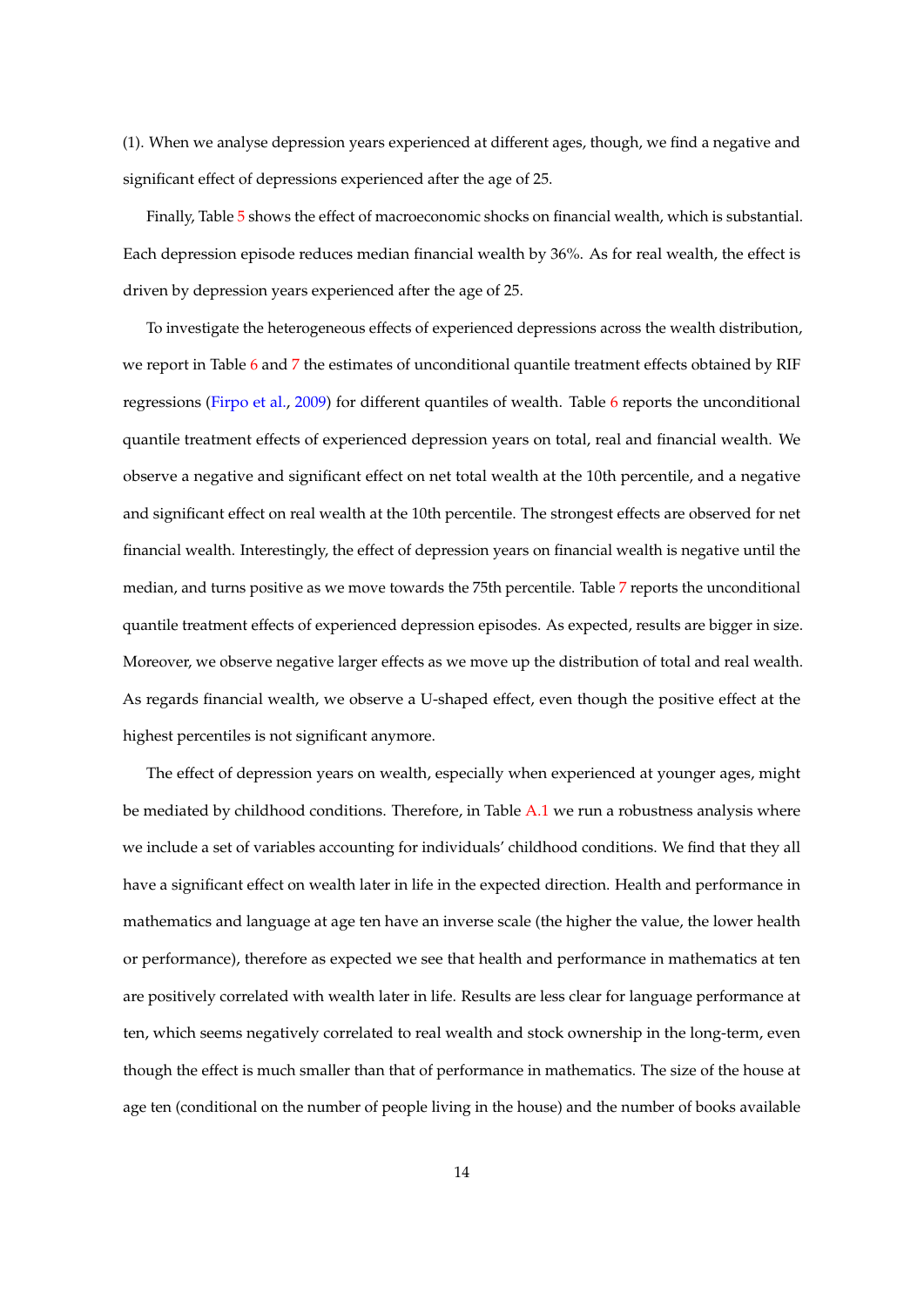(1). When we analyse depression years experienced at different ages, though, we find a negative and significant effect of depressions experienced after the age of 25.

Finally, Table 5 shows the effect of macroeconomic shocks on financial wealth, which is substantial. Each depression episode reduces median financial wealth by 36%. As for real wealth, the effect is driven by depression years experienced after the age of 25.

To investigate the heterogeneous effects of experienced depressions across the wealth distribution, we report in Table 6 and 7 the estimates of unconditional quantile treatment effects obtained by RIF regressions (Firpo et al., 2009) for different quantiles of wealth. Table 6 reports the unconditional quantile treatment effects of experienced depression years on total, real and financial wealth. We observe a negative and significant effect on net total wealth at the 10th percentile, and a negative and significant effect on real wealth at the 10th percentile. The strongest effects are observed for net financial wealth. Interestingly, the effect of depression years on financial wealth is negative until the median, and turns positive as we move towards the 75th percentile. Table 7 reports the unconditional quantile treatment effects of experienced depression episodes. As expected, results are bigger in size. Moreover, we observe negative larger effects as we move up the distribution of total and real wealth. As regards financial wealth, we observe a U-shaped effect, even though the positive effect at the highest percentiles is not significant anymore.

The effect of depression years on wealth, especially when experienced at younger ages, might be mediated by childhood conditions. Therefore, in Table A.1 we run a robustness analysis where we include a set of variables accounting for individuals' childhood conditions. We find that they all have a significant effect on wealth later in life in the expected direction. Health and performance in mathematics and language at age ten have an inverse scale (the higher the value, the lower health or performance), therefore as expected we see that health and performance in mathematics at ten are positively correlated with wealth later in life. Results are less clear for language performance at ten, which seems negatively correlated to real wealth and stock ownership in the long-term, even though the effect is much smaller than that of performance in mathematics. The size of the house at age ten (conditional on the number of people living in the house) and the number of books available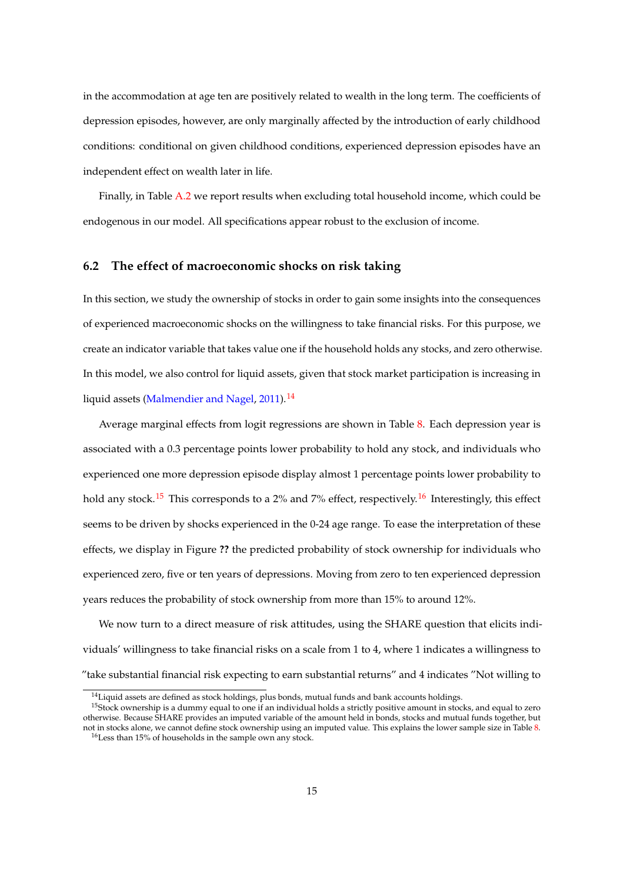in the accommodation at age ten are positively related to wealth in the long term. The coefficients of depression episodes, however, are only marginally affected by the introduction of early childhood conditions: conditional on given childhood conditions, experienced depression episodes have an independent effect on wealth later in life.

Finally, in Table A.2 we report results when excluding total household income, which could be endogenous in our model. All specifications appear robust to the exclusion of income.

### 6.2 The effect of macroeconomic shocks on risk taking

In this section, we study the ownership of stocks in order to gain some insights into the consequences of experienced macroeconomic shocks on the willingness to take financial risks. For this purpose, we create an indicator variable that takes value one if the household holds any stocks, and zero otherwise. In this model, we also control for liquid assets, given that stock market participation is increasing in liquid assets (Malmendier and Nagel, 2011).[14]

Average marginal effects from logit regressions are shown in Table 8. Each depression year is associated with a 0.3 percentage points lower probability to hold any stock, and individuals who experienced one more depression episode display almost 1 percentage points lower probability to hold any stock.[15] This corresponds to a 2% and 7% effect, respectively.[16] Interestingly, this effect seems to be driven by shocks experienced in the 0-24 age range. To ease the interpretation of these effects, we display in Figure **??** the predicted probability of stock ownership for individuals who experienced zero, five or ten years of depressions. Moving from zero to ten experienced depression years reduces the probability of stock ownership from more than 15% to around 12%.

We now turn to a direct measure of risk attitudes, using the SHARE question that elicits individuals' willingness to take financial risks on a scale from 1 to 4, where 1 indicates a willingness to "take substantial financial risk expecting to earn substantial returns" and 4 indicates "Not willing to

[14] Liquid assets are defined as stock holdings, plus bonds, mutual funds and bank accounts holdings.

[15] Stock ownership is a dummy equal to one if an individual holds a strictly positive amount in stocks, and equal to zero otherwise. Because SHARE provides an imputed variable of the amount held in bonds, stocks and mutual funds together, but not in stocks alone, we cannot define stock ownership using an imputed value. This explains the lower sample size in Table 8.

[16] Less than 15% of households in the sample own any stock.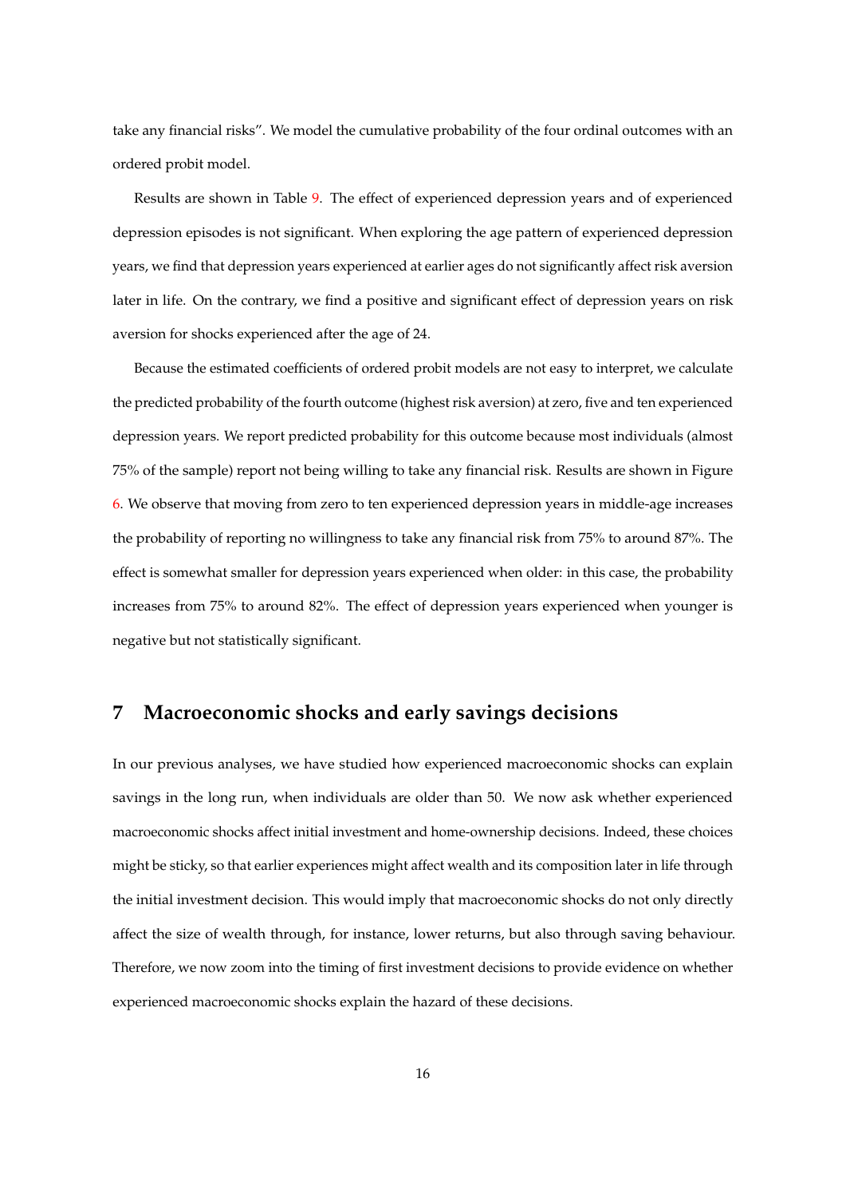take any financial risks". We model the cumulative probability of the four ordinal outcomes with an ordered probit model.

Results are shown in Table 9. The effect of experienced depression years and of experienced depression episodes is not significant. When exploring the age pattern of experienced depression years, we find that depression years experienced at earlier ages do not significantly affect risk aversion later in life. On the contrary, we find a positive and significant effect of depression years on risk aversion for shocks experienced after the age of 24.

Because the estimated coefficients of ordered probit models are not easy to interpret, we calculate the predicted probability of the fourth outcome (highest risk aversion) at zero, five and ten experienced depression years. We report predicted probability for this outcome because most individuals (almost 75% of the sample) report not being willing to take any financial risk. Results are shown in Figure 6. We observe that moving from zero to ten experienced depression years in middle-age increases the probability of reporting no willingness to take any financial risk from 75% to around 87%. The effect is somewhat smaller for depression years experienced when older: in this case, the probability increases from 75% to around 82%. The effect of depression years experienced when younger is negative but not statistically significant.

## 7 Macroeconomic shocks and early savings decisions

In our previous analyses, we have studied how experienced macroeconomic shocks can explain savings in the long run, when individuals are older than 50. We now ask whether experienced macroeconomic shocks affect initial investment and home-ownership decisions. Indeed, these choices might be sticky, so that earlier experiences might affect wealth and its composition later in life through the initial investment decision. This would imply that macroeconomic shocks do not only directly affect the size of wealth through, for instance, lower returns, but also through saving behaviour. Therefore, we now zoom into the timing of first investment decisions to provide evidence on whether experienced macroeconomic shocks explain the hazard of these decisions.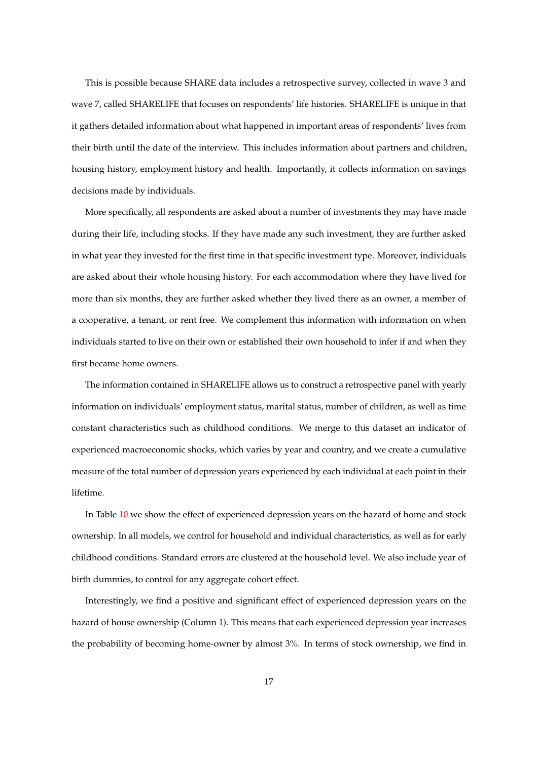This is possible because SHARE data includes a retrospective survey, collected in wave 3 and wave 7, called SHARELIFE that focuses on respondents' life histories. SHARELIFE is unique in that it gathers detailed information about what happened in important areas of respondents' lives from their birth until the date of the interview. This includes information about partners and children, housing history, employment history and health. Importantly, it collects information on savings decisions made by individuals.

More specifically, all respondents are asked about a number of investments they may have made during their life, including stocks. If they have made any such investment, they are further asked in what year they invested for the first time in that specific investment type. Moreover, individuals are asked about their whole housing history. For each accommodation where they have lived for more than six months, they are further asked whether they lived there as an owner, a member of a cooperative, a tenant, or rent free. We complement this information with information on when individuals started to live on their own or established their own household to infer if and when they first became home owners.

The information contained in SHARELIFE allows us to construct a retrospective panel with yearly information on individuals' employment status, marital status, number of children, as well as time constant characteristics such as childhood conditions. We merge to this dataset an indicator of experienced macroeconomic shocks, which varies by year and country, and we create a cumulative measure of the total number of depression years experienced by each individual at each point in their lifetime.

In Table 10 we show the effect of experienced depression years on the hazard of home and stock ownership. In all models, we control for household and individual characteristics, as well as for early childhood conditions. Standard errors are clustered at the household level. We also include year of birth dummies, to control for any aggregate cohort effect.

Interestingly, we find a positive and significant effect of experienced depression years on the hazard of house ownership (Column 1). This means that each experienced depression year increases the probability of becoming home-owner by almost 3%. In terms of stock ownership, we find in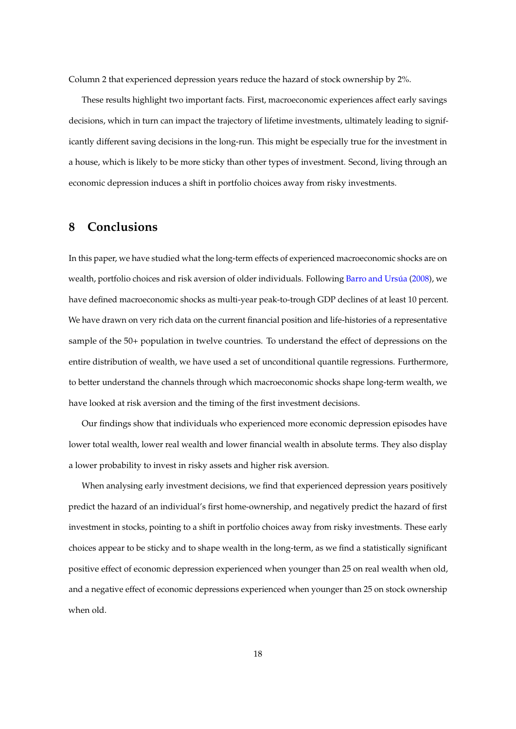Column 2 that experienced depression years reduce the hazard of stock ownership by 2%.

These results highlight two important facts. First, macroeconomic experiences affect early savings decisions, which in turn can impact the trajectory of lifetime investments, ultimately leading to significantly different saving decisions in the long-run. This might be especially true for the investment in a house, which is likely to be more sticky than other types of investment. Second, living through an economic depression induces a shift in portfolio choices away from risky investments.

## 8 Conclusions

In this paper, we have studied what the long-term effects of experienced macroeconomic shocks are on wealth, portfolio choices and risk aversion of older individuals. Following Barro and Ursúa (2008), we have defined macroeconomic shocks as multi-year peak-to-trough GDP declines of at least 10 percent. We have drawn on very rich data on the current financial position and life-histories of a representative sample of the 50+ population in twelve countries. To understand the effect of depressions on the entire distribution of wealth, we have used a set of unconditional quantile regressions. Furthermore, to better understand the channels through which macroeconomic shocks shape long-term wealth, we have looked at risk aversion and the timing of the first investment decisions.

Our findings show that individuals who experienced more economic depression episodes have lower total wealth, lower real wealth and lower financial wealth in absolute terms. They also display a lower probability to invest in risky assets and higher risk aversion.

When analysing early investment decisions, we find that experienced depression years positively predict the hazard of an individual's first home-ownership, and negatively predict the hazard of first investment in stocks, pointing to a shift in portfolio choices away from risky investments. These early choices appear to be sticky and to shape wealth in the long-term, as we find a statistically significant positive effect of economic depression experienced when younger than 25 on real wealth when old, and a negative effect of economic depressions experienced when younger than 25 on stock ownership when old.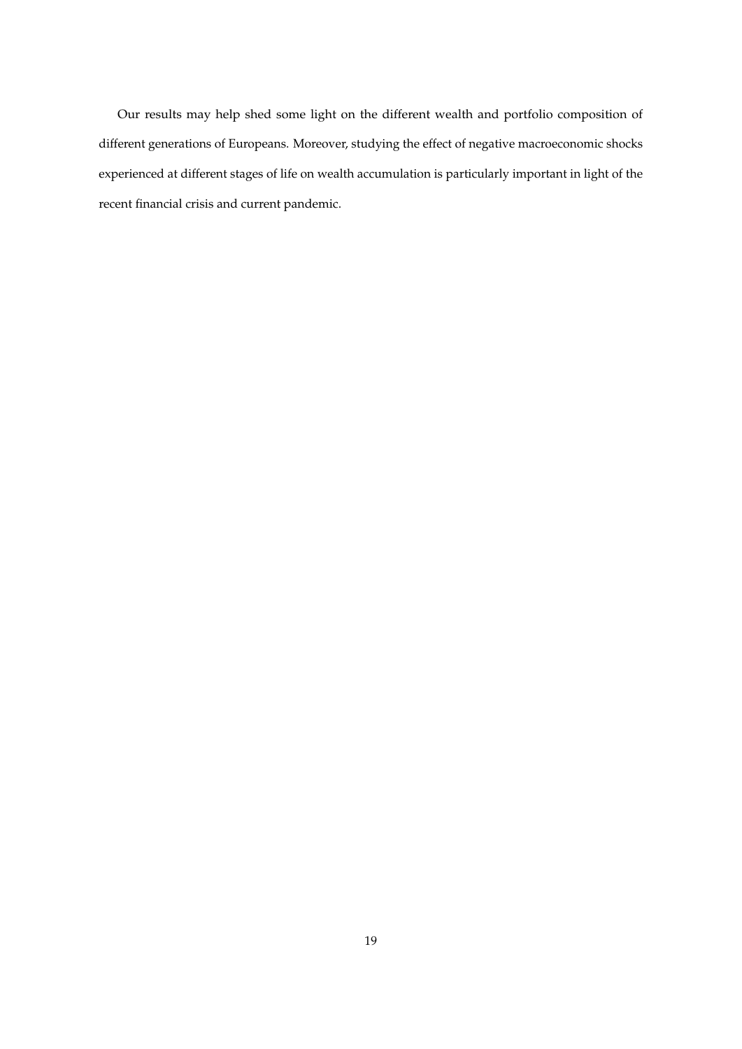Our results may help shed some light on the different wealth and portfolio composition of different generations of Europeans. Moreover, studying the effect of negative macroeconomic shocks experienced at different stages of life on wealth accumulation is particularly important in light of the recent financial crisis and current pandemic.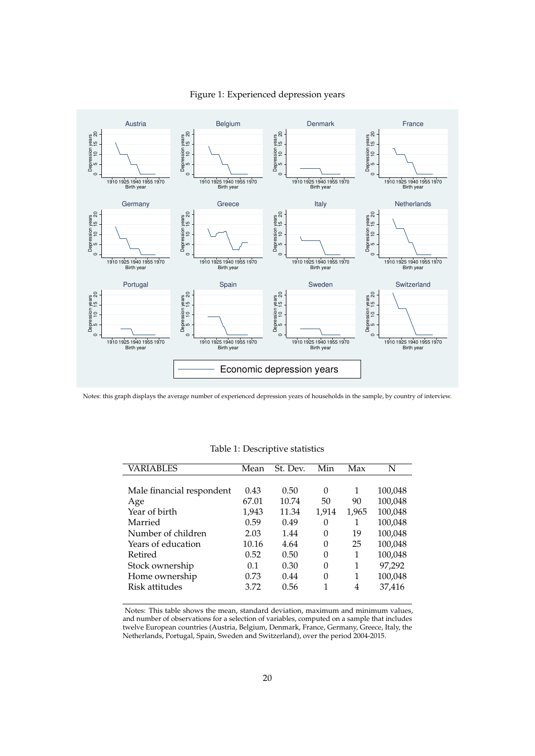Figure 1: Experienced depression years

Notes: this graph displays the average number of experienced depression years of households in the sample, by country of interview.

Table 1: Descriptive statistics

| VARIABLES | Mean | St. Dev. | Min | Max | N |
|---|---|---|---|---|---|
| Male financial respondent | 0.43 | 0.50 | 0 | 1 | 100,048 |
| Age | 67.01 | 10.74 | 50 | 90 | 100,048 |
| Year of birth | 1,943 | 11.34 | 1,914 | 1,965 | 100,048 |
| Married | 0.59 | 0.49 | 0 | 1 | 100,048 |
| Number of children | 2.03 | 1.44 | 0 | 19 | 100,048 |
| Years of education | 10.16 | 4.64 | 0 | 25 | 100,048 |
| Retired | 0.52 | 0.50 | 0 | 1 | 100,048 |
| Stock ownership | 0.1 | 0.30 | 0 | 1 | 97,292 |
| Home ownership | 0.73 | 0.44 | 0 | 1 | 100,048 |
| Risk attitudes | 3.72 | 0.56 | 1 | 4 | 37,416 |

Notes: This table shows the mean, standard deviation, maximum and minimum values, and number of observations for a selection of variables, computed on a sample that includes twelve European countries (Austria, Belgium, Denmark, France, Germany, Greece, Italy, the Netherlands, Portugal, Spain, Sweden and Switzerland), over the period 2004-2015.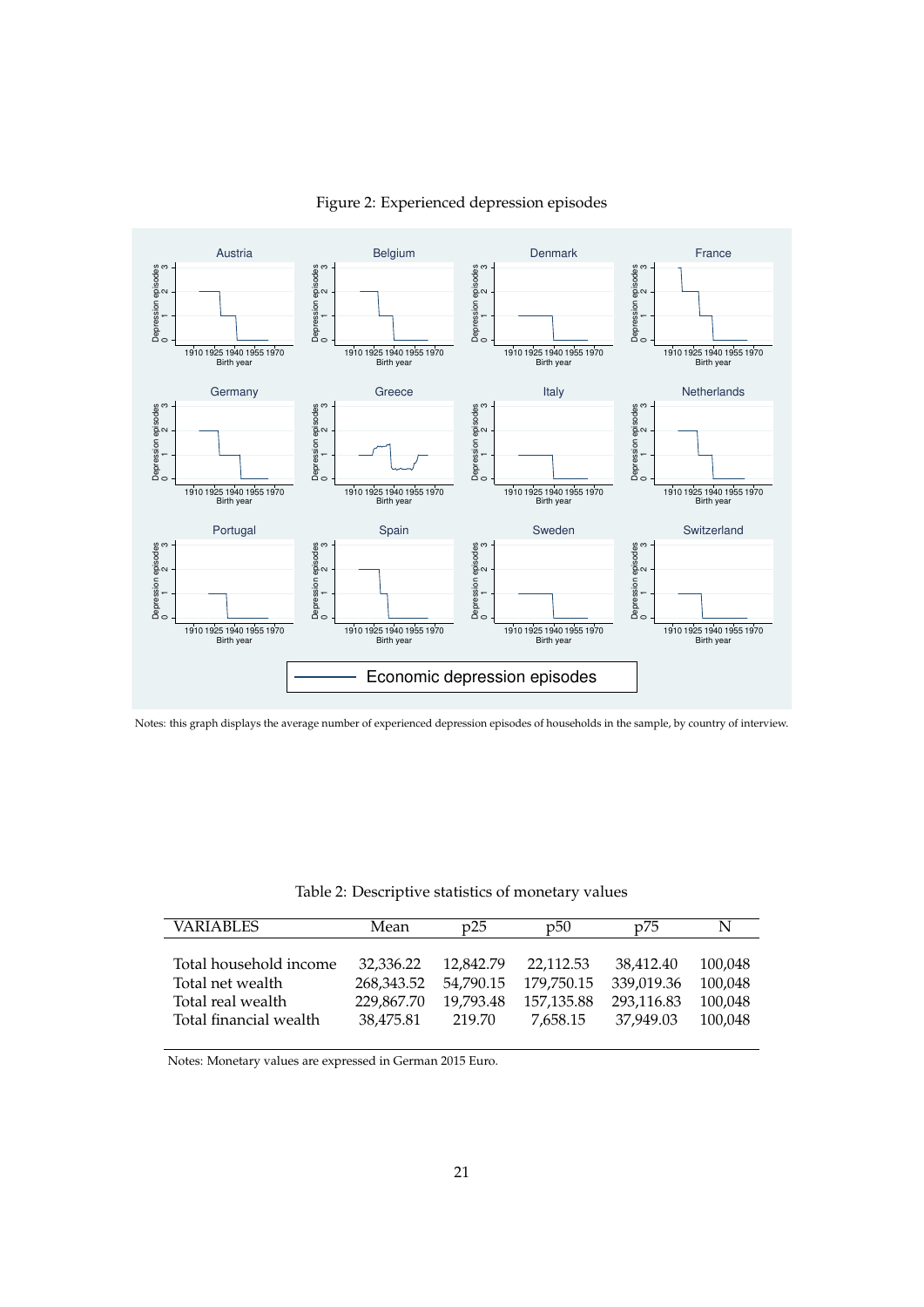Figure 2: Experienced depression episodes

Notes: this graph displays the average number of experienced depression episodes of households in the sample, by country of interview.

Table 2: Descriptive statistics of monetary values

| VARIABLES | Mean | p25 | p50 | p75 | N |
|---|---|---|---|---|---|
| Total household income | 32,336.22 | 12,842.79 | 22,112.53 | 38,412.40 | 100,048 |
| Total net wealth | 268,343.52 | 54,790.15 | 179,750.15 | 339,019.36 | 100,048 |
| Total real wealth | 229,867.70 | 19,793.48 | 157,135.88 | 293,116.83 | 100,048 |
| Total financial wealth | 38,475.81 | 219.70 | 7,658.15 | 37,949.03 | 100,048 |

Notes: Monetary values are expressed in German 2015 Euro.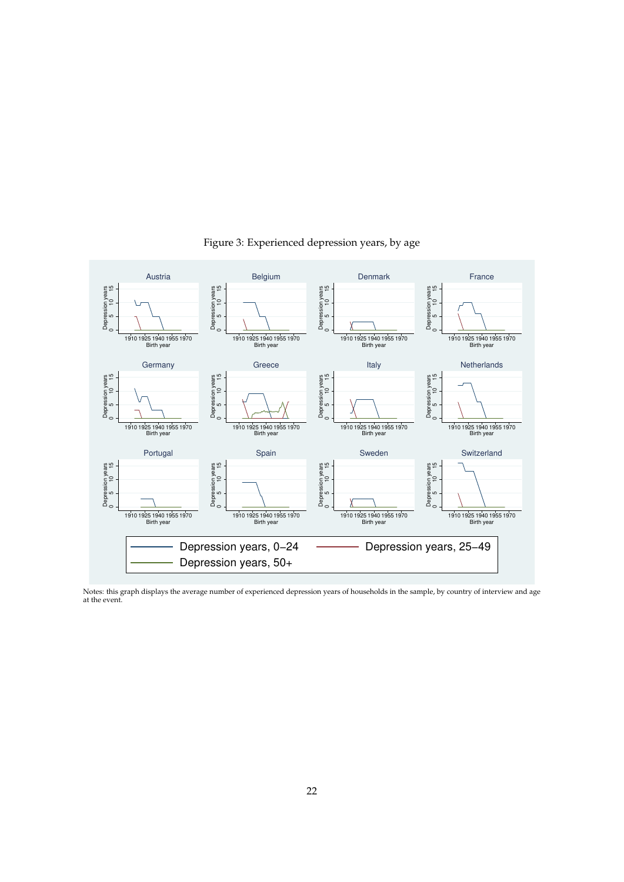Figure 3: Experienced depression years, by age

Notes: this graph displays the average number of experienced depression years of households in the sample, by country of interview and age at the event.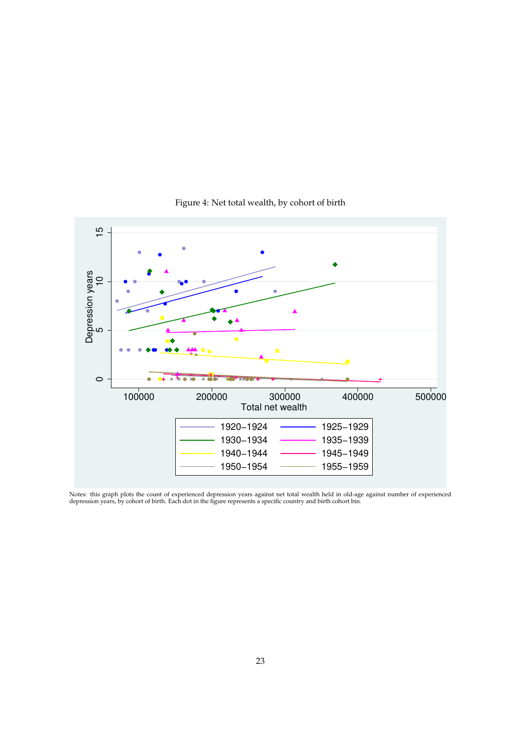Figure 4: Net total wealth, by cohort of birth

Notes: this graph plots the count of experienced depression years against net total wealth held in old-age against number of experienced depression years, by cohort of birth. Each dot in the figure represents a specific country and birth cohort bin.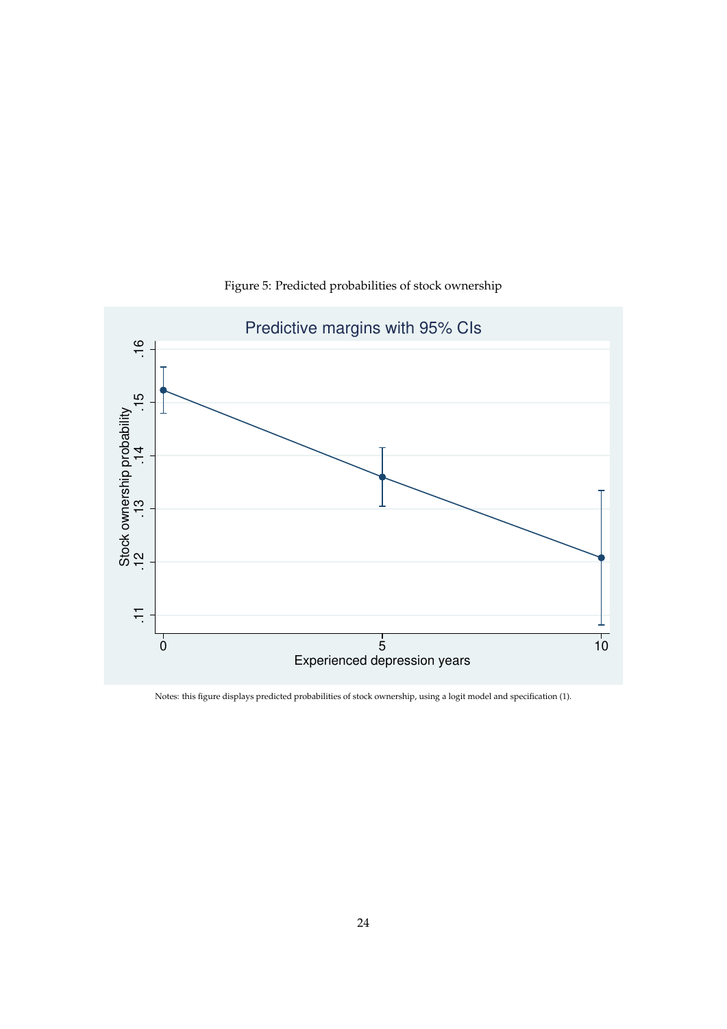Figure 5: Predicted probabilities of stock ownership

Notes: this figure displays predicted probabilities of stock ownership, using a logit model and specification (1).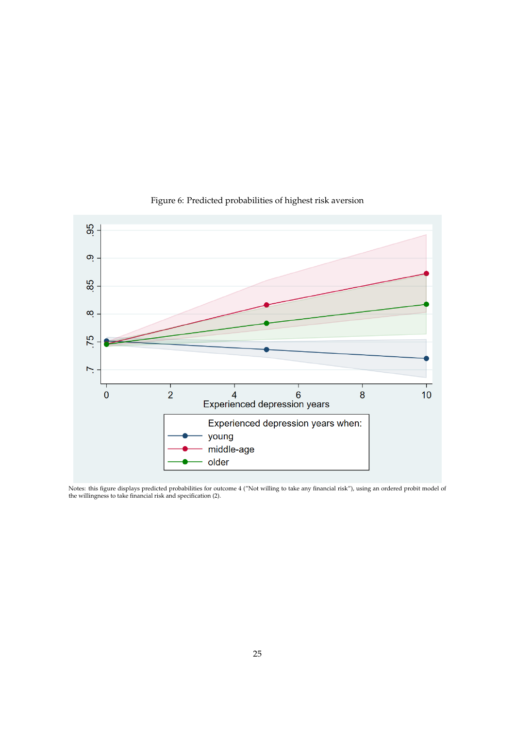Figure 6: Predicted probabilities of highest risk aversion

Notes: this figure displays predicted probabilities for outcome 4 ("Not willing to take any financial risk"), using an ordered probit model of the willingness to take financial risk and specification (2).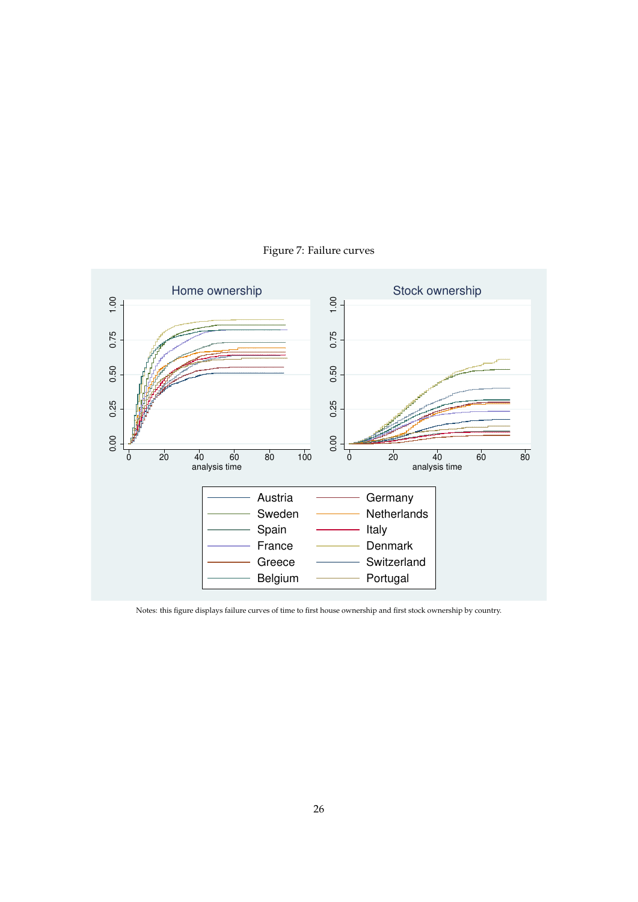Figure 7: Failure curves

Notes: this figure displays failure curves of time to first house ownership and first stock ownership by country.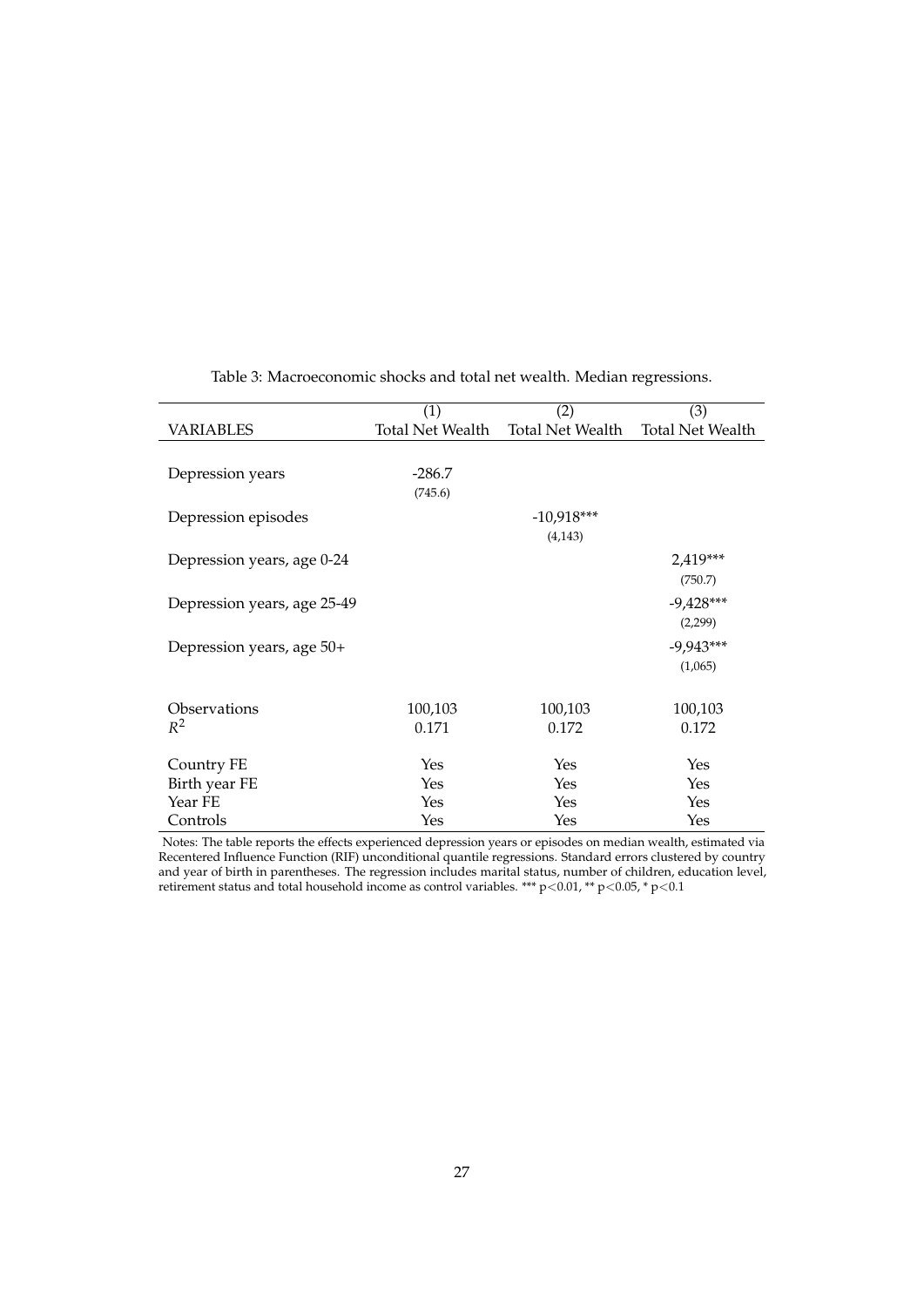Table 3: Macroeconomic shocks and total net wealth. Median regressions.

| VARIABLES | (1)<br>Total Net Wealth | (2)<br>Total Net Wealth | (3)<br>Total Net Wealth |
|---|---|---|---|
| Depression years | -286.7<br>(745.6) | | |
| Depression episodes | | -10,918***<br>(4,143) | |
| Depression years, age 0-24 | | | 2,419***<br>(750.7) |
| Depression years, age 25-49 | | | -9,428***<br>(2,299) |
| Depression years, age 50+ | | | -9,943***<br>(1,065) |
| Observations | 100,103 | 100,103 | 100,103 |
| $R^2$ | 0.171 | 0.172 | 0.172 |
| Country FE | Yes | Yes | Yes |
| Birth year FE | Yes | Yes | Yes |
| Year FE | Yes | Yes | Yes |
| Controls | Yes | Yes | Yes |

Notes: The table reports the effects experienced depression years or episodes on median wealth, estimated via Recentered Influence Function (RIF) unconditional quantile regressions. Standard errors clustered by country and year of birth in parentheses. The regression includes marital status, number of children, education level, retirement status and total household income as control variables. *** $p<0.01$, ** $p<0.05$, * $p<0.1$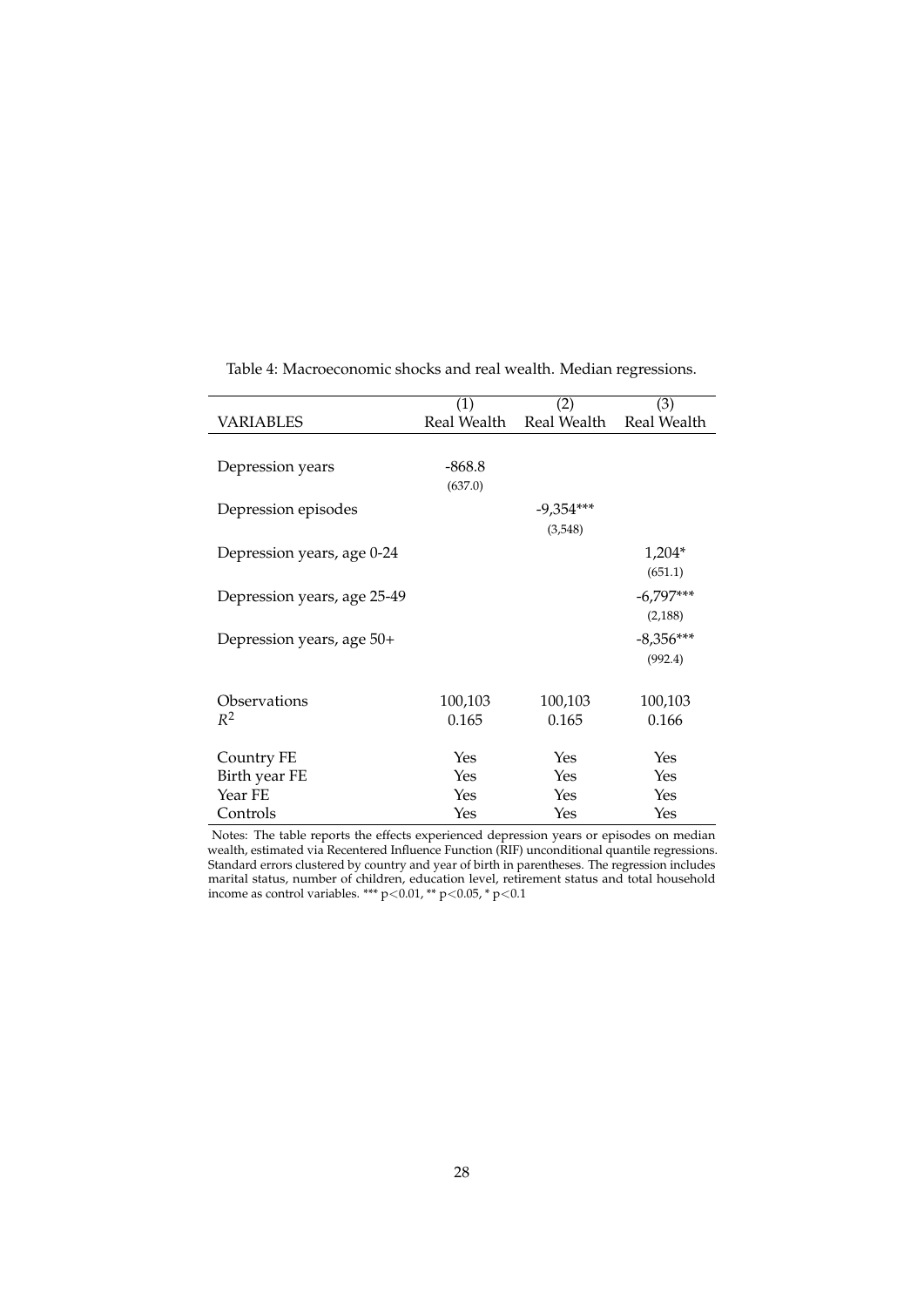Table 4: Macroeconomic shocks and real wealth. Median regressions.

| VARIABLES | (1) Real Wealth | (2) Real Wealth | (3) Real Wealth |
|---|---|---|---|
| Depression years | -868.8 | | |
| | (637.0) | | |
| Depression episodes | | -9,354*** | |
| | | (3,548) | |
| Depression years, age 0-24 | | | 1,204* |
| | | | (651.1) |
| Depression years, age 25-49 | | | -6,797*** |
| | | | (2,188) |
| Depression years, age 50+ | | | -8,356*** |
| | | | (992.4) |
| Observations | 100,103 | 100,103 | 100,103 |
| $R^2$ | 0.165 | 0.165 | 0.166 |
| Country FE | Yes | Yes | Yes |
| Birth year FE | Yes | Yes | Yes |
| Year FE | Yes | Yes | Yes |
| Controls | Yes | Yes | Yes |

Notes: The table reports the effects experienced depression years or episodes on median wealth, estimated via Recentered Influence Function (RIF) unconditional quantile regressions. Standard errors clustered by country and year of birth in parentheses. The regression includes marital status, number of children, education level, retirement status and total household income as control variables. *** $p<0.01$, ** $p<0.05$, * $p<0.1$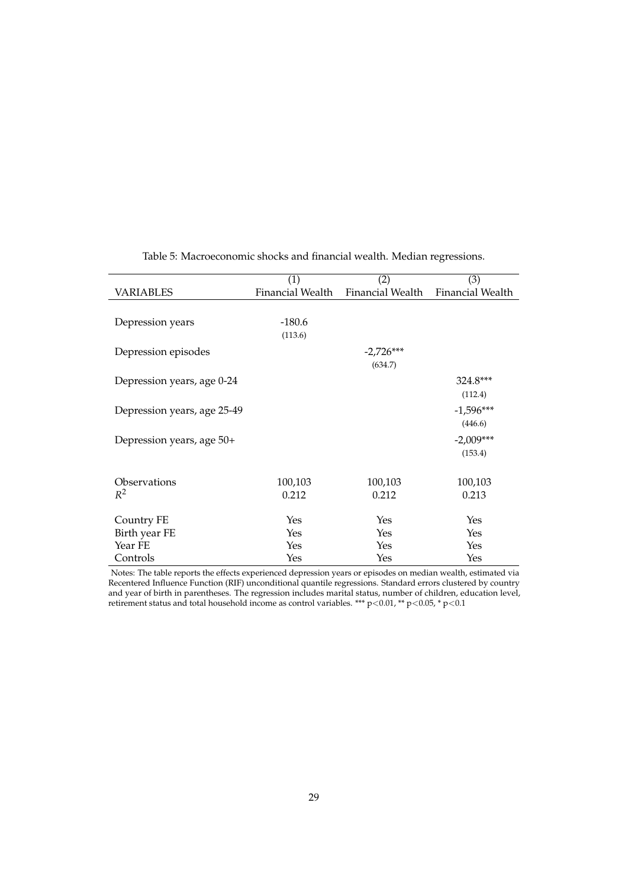Table 5: Macroeconomic shocks and financial wealth. Median regressions.

| | (1) | (2) | (3) |
|---|---|---|---|
| VARIABLES | Financial Wealth | Financial Wealth | Financial Wealth |
| Depression years | -180.6 | | |
| | (113.6) | | |
| Depression episodes | | -2,726*** | |
| | | (634.7) | |
| Depression years, age 0-24 | | | 324.8*** |
| | | | (112.4) |
| Depression years, age 25-49 | | | -1,596*** |
| | | | (446.6) |
| Depression years, age 50+ | | | -2,009*** |
| | | | (153.4) |
| Observations | 100,103 | 100,103 | 100,103 |
| $R^2$ | 0.212 | 0.212 | 0.213 |
| Country FE | Yes | Yes | Yes |
| Birth year FE | Yes | Yes | Yes |
| Year FE | Yes | Yes | Yes |
| Controls | Yes | Yes | Yes |

Notes: The table reports the effects experienced depression years or episodes on median wealth, estimated via Recentered Influence Function (RIF) unconditional quantile regressions. Standard errors clustered by country and year of birth in parentheses. The regression includes marital status, number of children, education level, retirement status and total household income as control variables. *** $p<0.01$, ** $p<0.05$, * $p<0.1$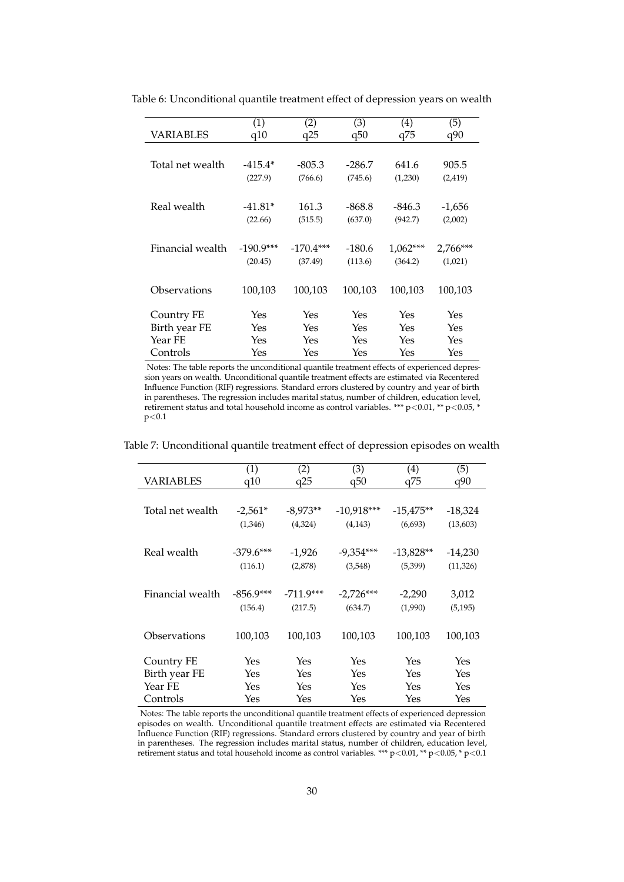Table 6: Unconditional quantile treatment effect of depression years on wealth

| VARIABLES | (1)<br>q10 | (2)<br>q25 | (3)<br>q50 | (4)<br>q75 | (5)<br>q90 |
|---|---|---|---|---|---|
| Total net wealth | -415.4* | -805.3 | -286.7 | 641.6 | 905.5 |
| | (227.9) | (766.6) | (745.6) | (1,230) | (2,419) |
| Real wealth | -41.81* | 161.3 | -868.8 | -846.3 | -1,656 |
| | (22.66) | (515.5) | (637.0) | (942.7) | (2,002) |
| Financial wealth | -190.9*** | -170.4*** | -180.6 | 1,062*** | 2,766*** |
| | (20.45) | (37.49) | (113.6) | (364.2) | (1,021) |
| Observations | 100,103 | 100,103 | 100,103 | 100,103 | 100,103 |
| Country FE | Yes | Yes | Yes | Yes | Yes |
| Birth year FE | Yes | Yes | Yes | Yes | Yes |
| Year FE | Yes | Yes | Yes | Yes | Yes |
| Controls | Yes | Yes | Yes | Yes | Yes |

Notes: The table reports the unconditional quantile treatment effects of experienced depression years on wealth. Unconditional quantile treatment effects are estimated via Recentered Influence Function (RIF) regressions. Standard errors clustered by country and year of birth in parentheses. The regression includes marital status, number of children, education level, retirement status and total household income as control variables. *** $p<0.01$, ** $p<0.05$, * $p<0.1$

Table 7: Unconditional quantile treatment effect of depression episodes on wealth

| VARIABLES | (1)<br>q10 | (2)<br>q25 | (3)<br>q50 | (4)<br>q75 | (5)<br>q90 |
|---|---|---|---|---|---|
| Total net wealth | -2,561* | -8,973** | -10,918*** | -15,475** | -18,324 |
| | (1,346) | (4,324) | (4,143) | (6,693) | (13,603) |
| Real wealth | -379.6*** | -1,926 | -9,354*** | -13,828** | -14,230 |
| | (116.1) | (2,878) | (3,548) | (5,399) | (11,326) |
| Financial wealth | -856.9*** | -711.9*** | -2,726*** | -2,290 | 3,012 |
| | (156.4) | (217.5) | (634.7) | (1,990) | (5,195) |
| Observations | 100,103 | 100,103 | 100,103 | 100,103 | 100,103 |
| Country FE | Yes | Yes | Yes | Yes | Yes |
| Birth year FE | Yes | Yes | Yes | Yes | Yes |
| Year FE | Yes | Yes | Yes | Yes | Yes |
| Controls | Yes | Yes | Yes | Yes | Yes |

Notes: The table reports the unconditional quantile treatment effects of experienced depression episodes on wealth. Unconditional quantile treatment effects are estimated via Recentered Influence Function (RIF) regressions. Standard errors clustered by country and year of birth in parentheses. The regression includes marital status, number of children, education level, retirement status and total household income as control variables. *** $p<0.01$, ** $p<0.05$, * $p<0.1$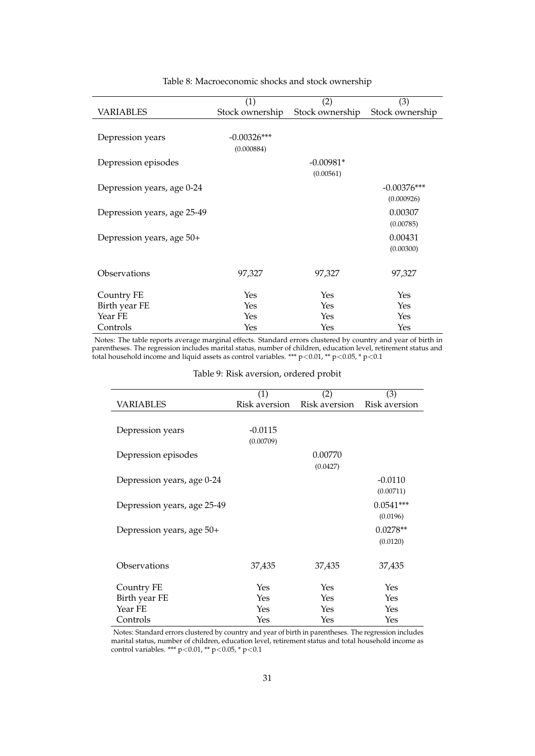Table 8: Macroeconomic shocks and stock ownership

| VARIABLES | (1) Stock ownership | (2) Stock ownership | (3) Stock ownership |
|---|---|---|---|
| Depression years | -0.00326*** | | |
| | (0.000884) | | |
| Depression episodes | | -0.00981* | |
| | | (0.00561) | |
| Depression years, age 0-24 | | | -0.00376*** |
| | | | (0.000926) |
| Depression years, age 25-49 | | | 0.00307 |
| | | | (0.00785) |
| Depression years, age 50+ | | | 0.00431 |
| | | | (0.00300) |
| Observations | 97,327 | 97,327 | 97,327 |
| Country FE | Yes | Yes | Yes |
| Birth year FE | Yes | Yes | Yes |
| Year FE | Yes | Yes | Yes |
| Controls | Yes | Yes | Yes |

Notes: The table reports average marginal effects. Standard errors clustered by country and year of birth in parentheses. The regression includes marital status, number of children, education level, retirement status and total household income and liquid assets as control variables. *** $p<0.01$, ** $p<0.05$, * $p<0.1$

Table 9: Risk aversion, ordered probit

| VARIABLES | (1) Risk aversion | (2) Risk aversion | (3) Risk aversion |
|---|---|---|---|
| Depression years | -0.0115 | | |
| | (0.00709) | | |
| Depression episodes | | 0.00770 | |
| | | (0.0427) | |
| Depression years, age 0-24 | | | -0.0110 |
| | | | (0.00711) |
| Depression years, age 25-49 | | | 0.0541*** |
| | | | (0.0196) |
| Depression years, age 50+ | | | 0.0278** |
| | | | (0.0120) |
| Observations | 37,435 | 37,435 | 37,435 |
| Country FE | Yes | Yes | Yes |
| Birth year FE | Yes | Yes | Yes |
| Year FE | Yes | Yes | Yes |
| Controls | Yes | Yes | Yes |

Notes: Standard errors clustered by country and year of birth in parentheses. The regression includes marital status, number of children, education level, retirement status and total household income as control variables. *** $p<0.01$, ** $p<0.05$, * $p<0.1$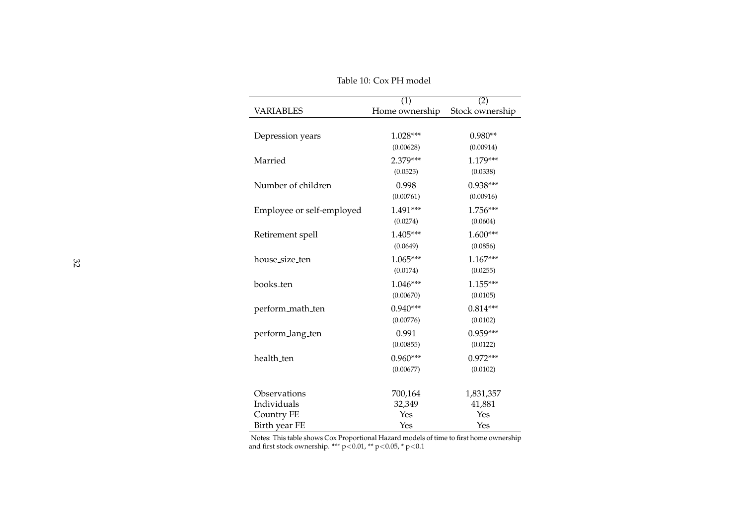Table 10: Cox PH model

| VARIABLES | (1) Home ownership | (2) Stock ownership |
|---|---|---|
| Depression years | 1.028*** | 0.980** |
| | (0.00628) | (0.00914) |
| Married | 2.379*** | 1.179*** |
| | (0.0525) | (0.0338) |
| Number of children | 0.998 | 0.938*** |
| | (0.00761) | (0.00916) |
| Employee or self-employed | 1.491*** | 1.756*** |
| | (0.0274) | (0.0604) |
| Retirement spell | 1.405*** | 1.600*** |
| | (0.0649) | (0.0856) |
| house_size_ten | 1.065*** | 1.167*** |
| | (0.0174) | (0.0255) |
| books_ten | 1.046*** | 1.155*** |
| | (0.00670) | (0.0105) |
| perform_math_ten | 0.940*** | 0.814*** |
| | (0.00776) | (0.0102) |
| perform_lang_ten | 0.991 | 0.959*** |
| | (0.00855) | (0.0122) |
| health_ten | 0.960*** | 0.972*** |
| | (0.00677) | (0.0102) |
| Observations | 700,164 | 1,831,357 |
| Individuals | 32,349 | 41,881 |
| Country FE | Yes | Yes |
| Birth year FE | Yes | Yes |

Notes: This table shows Cox Proportional Hazard models of time to first home ownership and first stock ownership. *** $p<0.01$, ** $p<0.05$, * $p<0.1$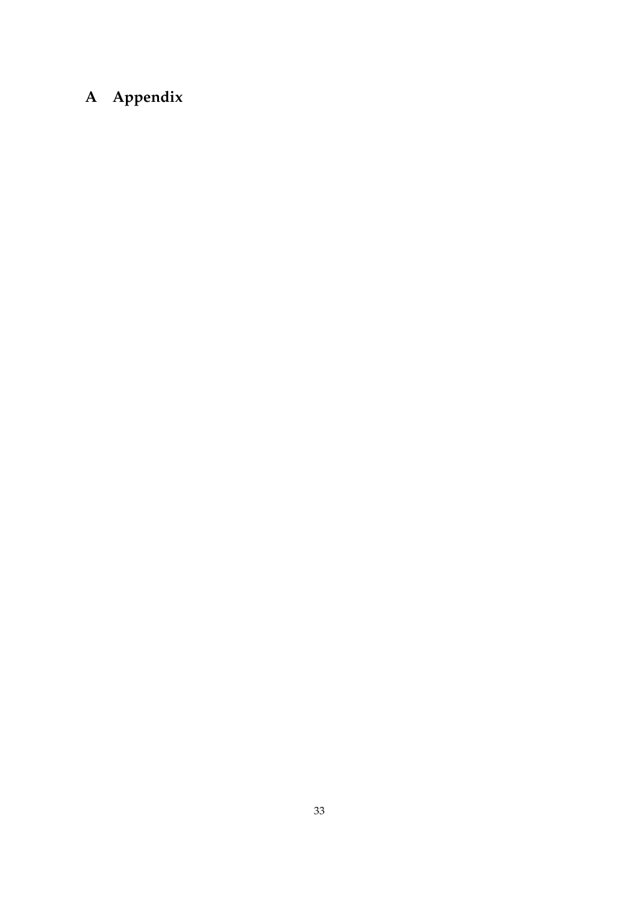# A Appendix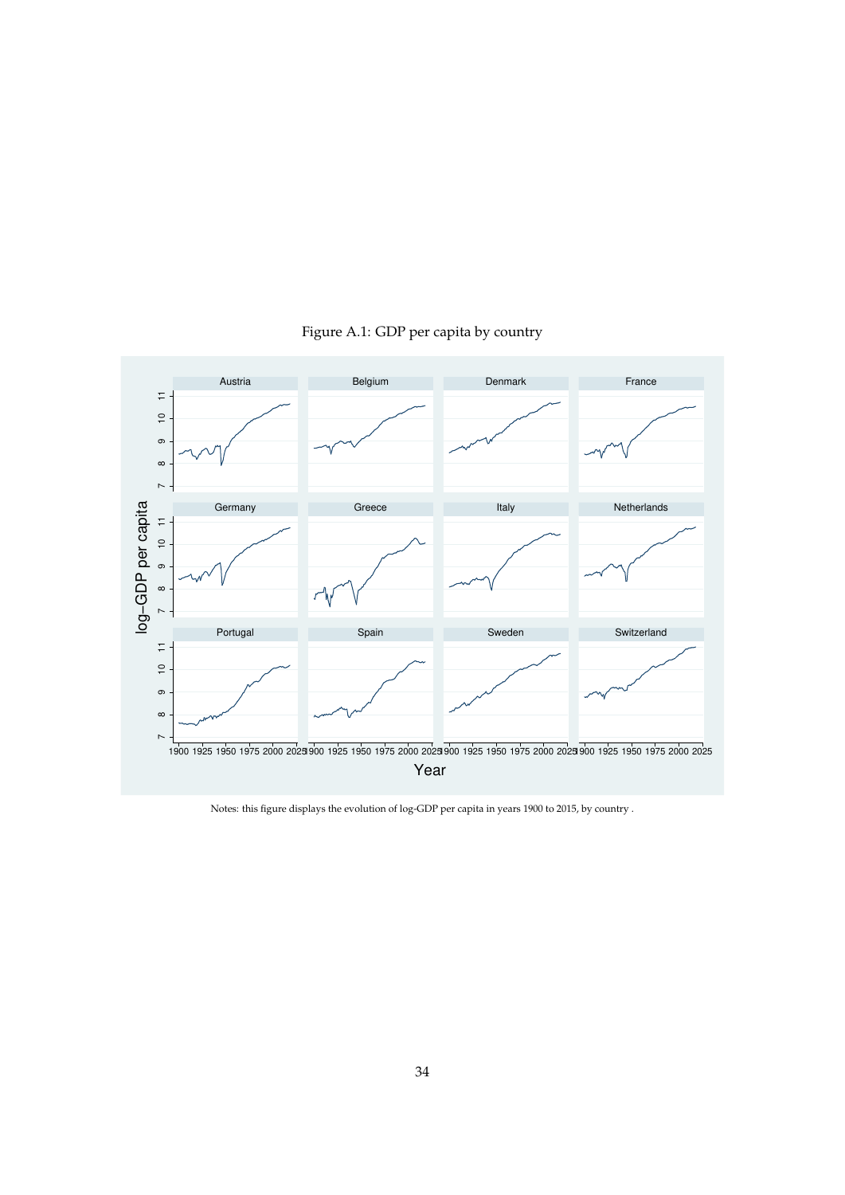Figure A.1: GDP per capita by country

Notes: this figure displays the evolution of log-GDP per capita in years 1900 to 2015, by country .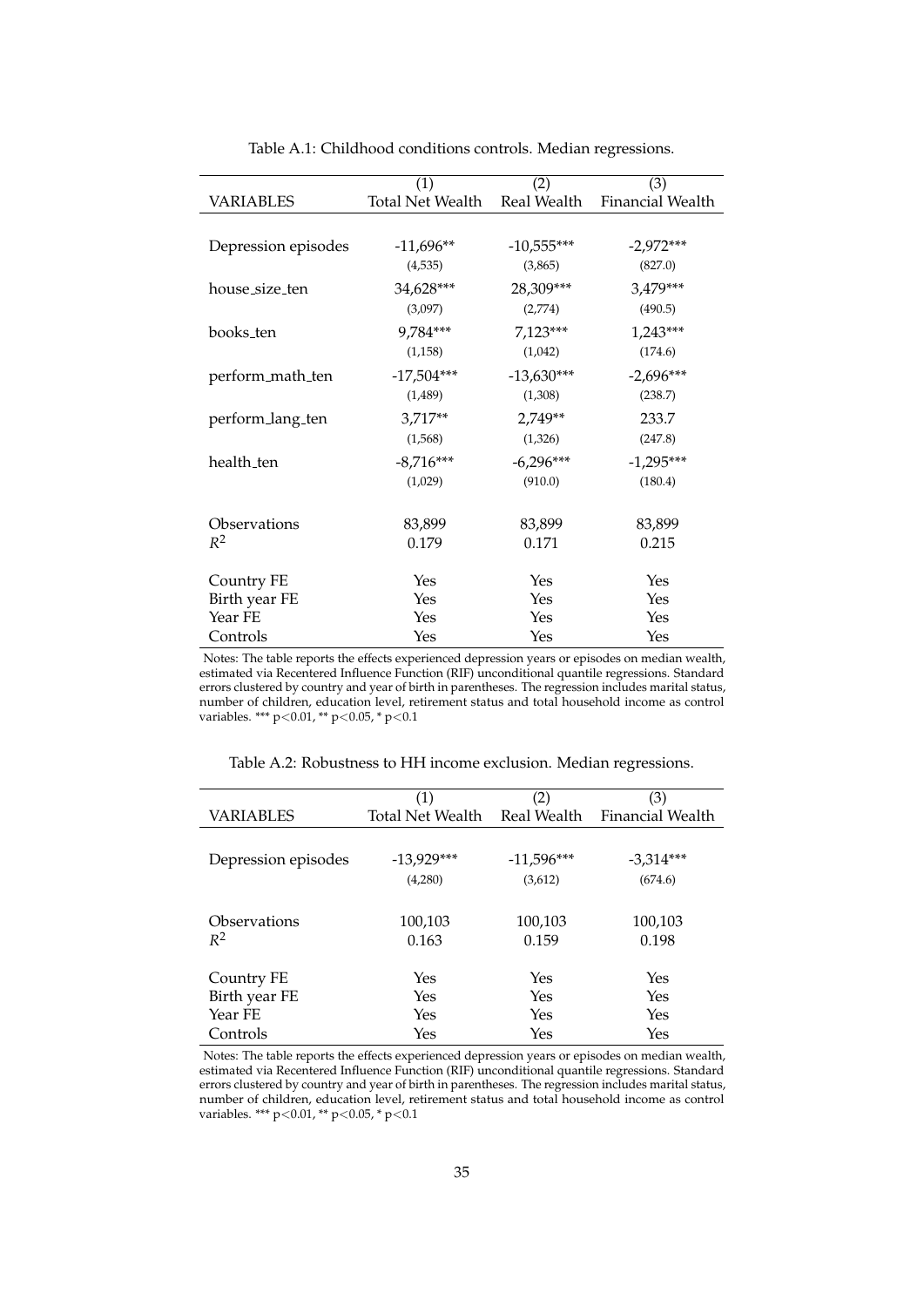Table A.1: Childhood conditions controls. Median regressions.

| VARIABLES | (1) Total Net Wealth | (2) Real Wealth | (3) Financial Wealth |
|---|---|---|---|
| Depression episodes | -11,696** | -10,555*** | -2,972*** |
| | (4,535) | (3,865) | (827.0) |
| house_size_ten | 34,628*** | 28,309*** | 3,479*** |
| | (3,097) | (2,774) | (490.5) |
| books_ten | 9,784*** | 7,123*** | 1,243*** |
| | (1,158) | (1,042) | (174.6) |
| perform_math_ten | -17,504*** | -13,630*** | -2,696*** |
| | (1,489) | (1,308) | (238.7) |
| perform_lang_ten | 3,717** | 2,749** | 233.7 |
| | (1,568) | (1,326) | (247.8) |
| health_ten | -8,716*** | -6,296*** | -1,295*** |
| | (1,029) | (910.0) | (180.4) |
| Observations | 83,899 | 83,899 | 83,899 |
| $R^2$ | 0.179 | 0.171 | 0.215 |
| Country FE | Yes | Yes | Yes |
| Birth year FE | Yes | Yes | Yes |
| Year FE | Yes | Yes | Yes |
| Controls | Yes | Yes | Yes |

Notes: The table reports the effects experienced depression years or episodes on median wealth, estimated via Recentered Influence Function (RIF) unconditional quantile regressions. Standard errors clustered by country and year of birth in parentheses. The regression includes marital status, number of children, education level, retirement status and total household income as control variables. *** p<0.01, ** p<0.05, * p<0.1

Table A.2: Robustness to HH income exclusion. Median regressions.

| VARIABLES | (1) Total Net Wealth | (2) Real Wealth | (3) Financial Wealth |
|---|---|---|---|
| Depression episodes | -13,929*** | -11,596*** | -3,314*** |
| | (4,280) | (3,612) | (674.6) |
| Observations | 100,103 | 100,103 | 100,103 |
| $R^2$ | 0.163 | 0.159 | 0.198 |
| Country FE | Yes | Yes | Yes |
| Birth year FE | Yes | Yes | Yes |
| Year FE | Yes | Yes | Yes |
| Controls | Yes | Yes | Yes |

Notes: The table reports the effects experienced depression years or episodes on median wealth, estimated via Recentered Influence Function (RIF) unconditional quantile regressions. Standard errors clustered by country and year of birth in parentheses. The regression includes marital status, number of children, education level, retirement status and total household income as control variables. *** p<0.01, ** p<0.05, * p<0.1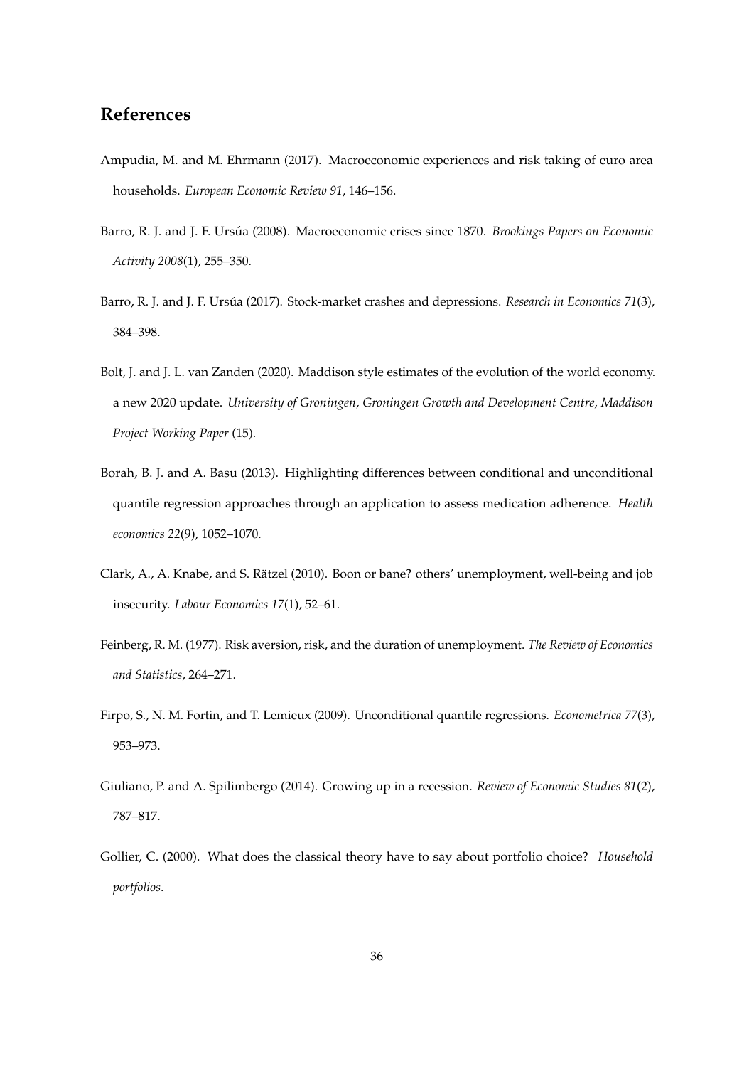## References

Ampudia, M. and M. Ehrmann (2017). Macroeconomic experiences and risk taking of euro area households. *European Economic Review 91*, 146–156.

Barro, R. J. and J. F. Ursúa (2008). Macroeconomic crises since 1870. *Brookings Papers on Economic Activity 2008*(1), 255–350.

Barro, R. J. and J. F. Ursúa (2017). Stock-market crashes and depressions. *Research in Economics 71*(3), 384–398.

Bolt, J. and J. L. van Zanden (2020). Maddison style estimates of the evolution of the world economy. a new 2020 update. *University of Groningen, Groningen Growth and Development Centre, Maddison Project Working Paper* (15).

Borah, B. J. and A. Basu (2013). Highlighting differences between conditional and unconditional quantile regression approaches through an application to assess medication adherence. *Health economics 22*(9), 1052–1070.

Clark, A., A. Knabe, and S. Rätzel (2010). Boon or bane? others' unemployment, well-being and job insecurity. *Labour Economics 17*(1), 52–61.

Feinberg, R. M. (1977). Risk aversion, risk, and the duration of unemployment. *The Review of Economics and Statistics*, 264–271.

Firpo, S., N. M. Fortin, and T. Lemieux (2009). Unconditional quantile regressions. *Econometrica 77*(3), 953–973.

Giuliano, P. and A. Spilimbergo (2014). Growing up in a recession. *Review of Economic Studies 81*(2), 787–817.

Gollier, C. (2000). What does the classical theory have to say about portfolio choice? *Household portfolios*.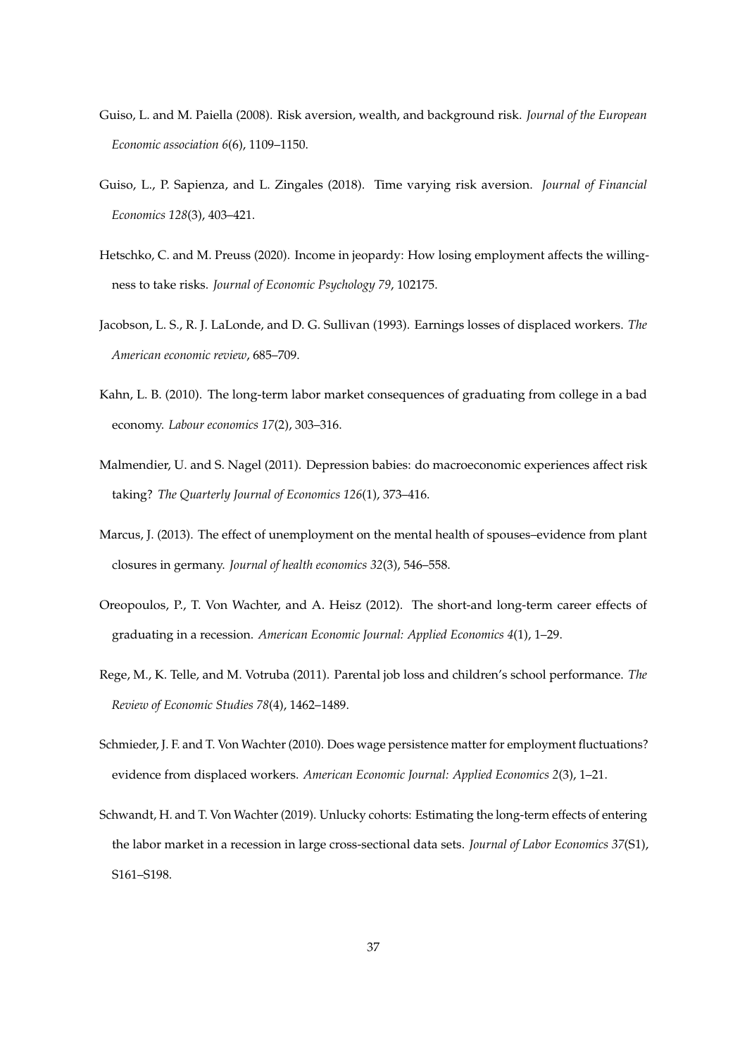Guiso, L. and M. Paiella (2008). Risk aversion, wealth, and background risk. *Journal of the European Economic association 6*(6), 1109–1150.

Guiso, L., P. Sapienza, and L. Zingales (2018). Time varying risk aversion. *Journal of Financial Economics 128*(3), 403–421.

Hetschko, C. and M. Preuss (2020). Income in jeopardy: How losing employment affects the willingness to take risks. *Journal of Economic Psychology 79*, 102175.

Jacobson, L. S., R. J. LaLonde, and D. G. Sullivan (1993). Earnings losses of displaced workers. *The American economic review*, 685–709.

Kahn, L. B. (2010). The long-term labor market consequences of graduating from college in a bad economy. *Labour economics 17*(2), 303–316.

Malmendier, U. and S. Nagel (2011). Depression babies: do macroeconomic experiences affect risk taking? *The Quarterly Journal of Economics 126*(1), 373–416.

Marcus, J. (2013). The effect of unemployment on the mental health of spouses–evidence from plant closures in germany. *Journal of health economics 32*(3), 546–558.

Oreopoulos, P., T. Von Wachter, and A. Heisz (2012). The short-and long-term career effects of graduating in a recession. *American Economic Journal: Applied Economics 4*(1), 1–29.

Rege, M., K. Telle, and M. Votruba (2011). Parental job loss and children's school performance. *The Review of Economic Studies 78*(4), 1462–1489.

Schmieder, J. F. and T. Von Wachter (2010). Does wage persistence matter for employment fluctuations? evidence from displaced workers. *American Economic Journal: Applied Economics 2*(3), 1–21.

Schwandt, H. and T. Von Wachter (2019). Unlucky cohorts: Estimating the long-term effects of entering the labor market in a recession in large cross-sectional data sets. *Journal of Labor Economics 37*(S1), S161–S198.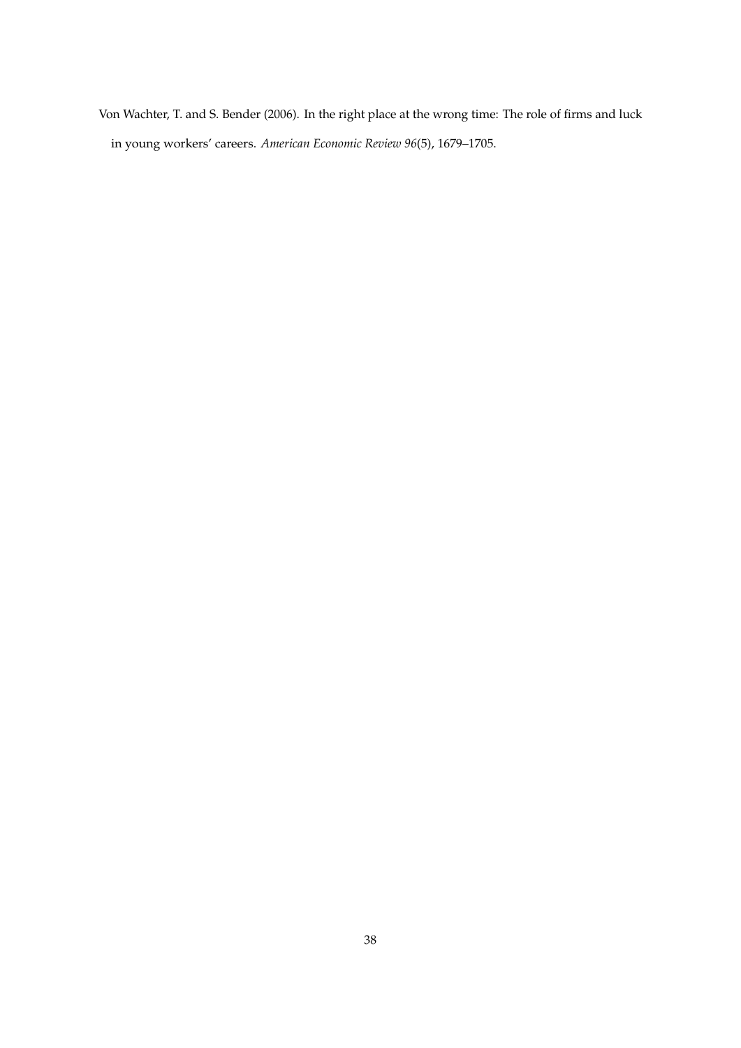Von Wachter, T. and S. Bender (2006). In the right place at the wrong time: The role of firms and luck in young workers' careers. *American Economic Review 96*(5), 1679–1705.